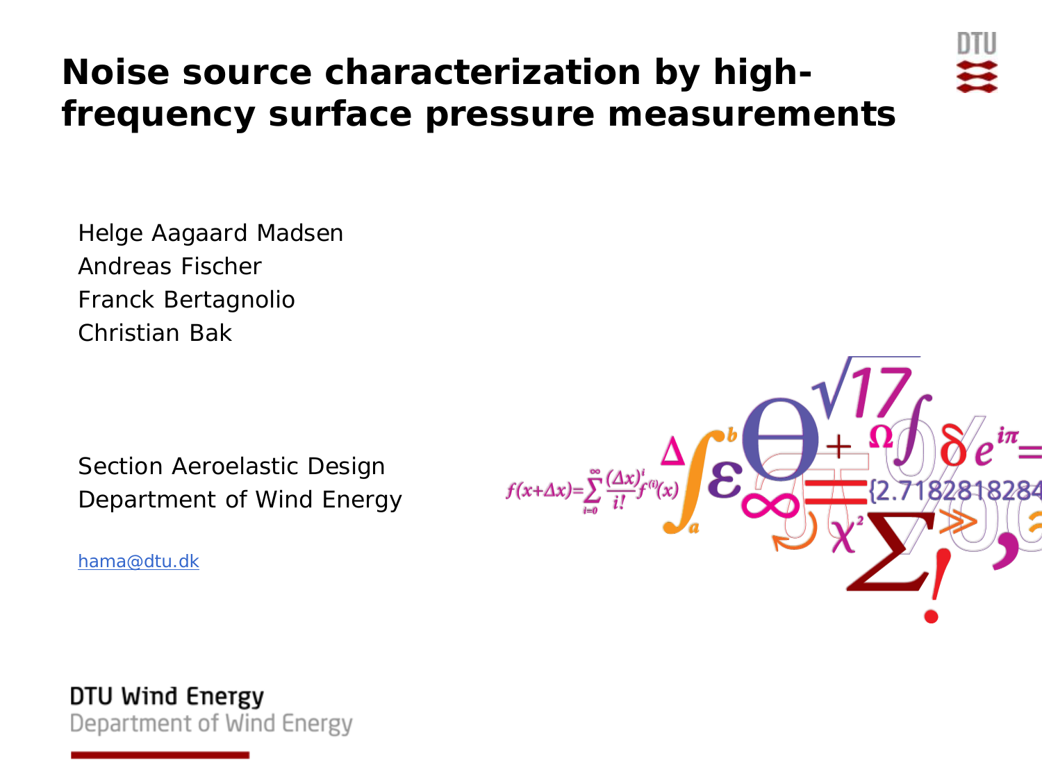# Noise source characterization by high-frequency surface pressure measurements

Helge Aagaard Madsen
Andreas Fischer
Franck Bertagnolio
Christian Bak

Section Aeroelastic Design
Department of Wind Energy

hama@dtu.dk

DTU Wind Energy
Department of Wind Energy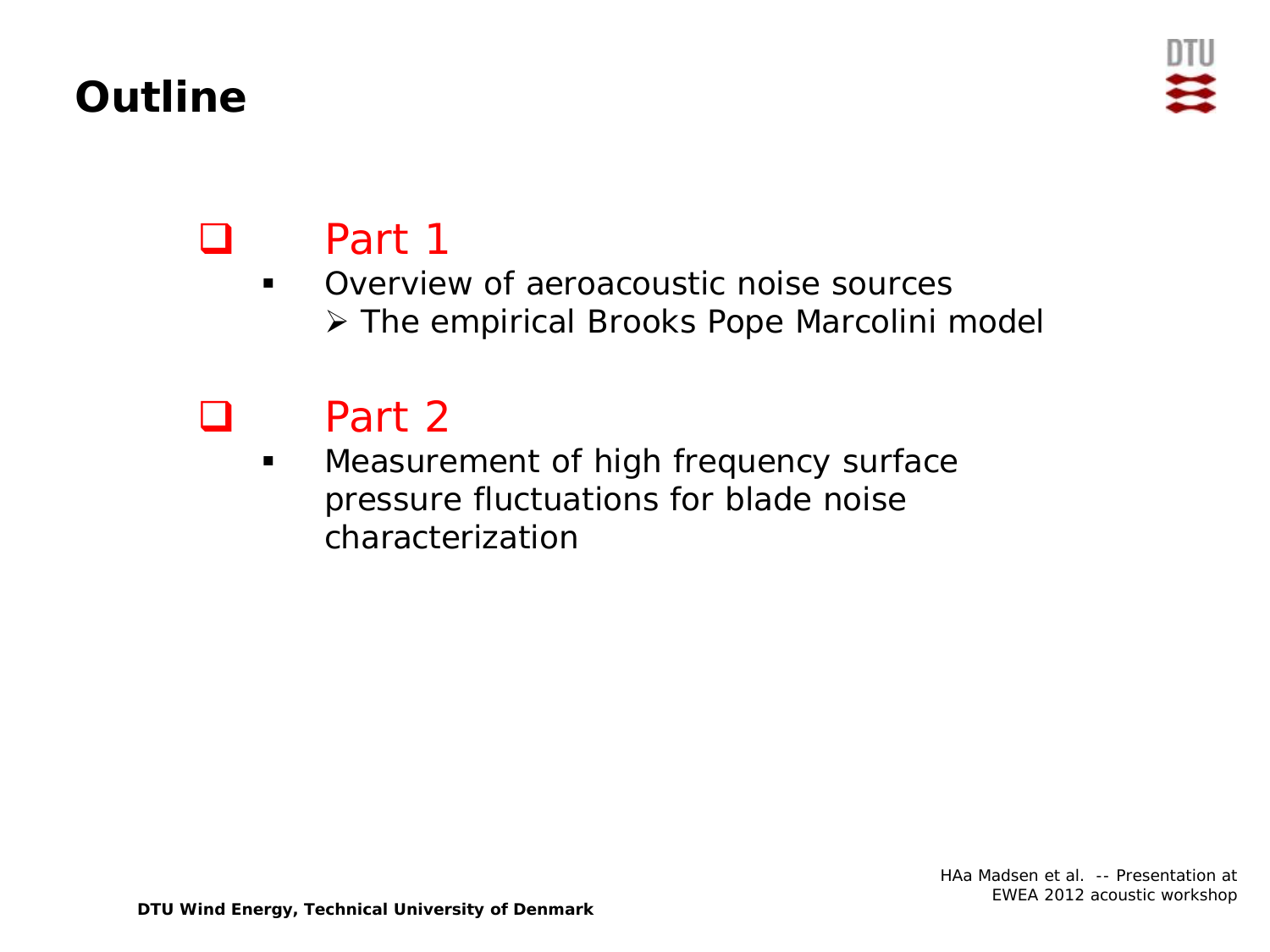# Outline

- **Part 1**
  - Overview of aeroacoustic noise sources
    - The empirical Brooks Pope Marcolini model

- **Part 2**
  - Measurement of high frequency surface pressure fluctuations for blade noise characterization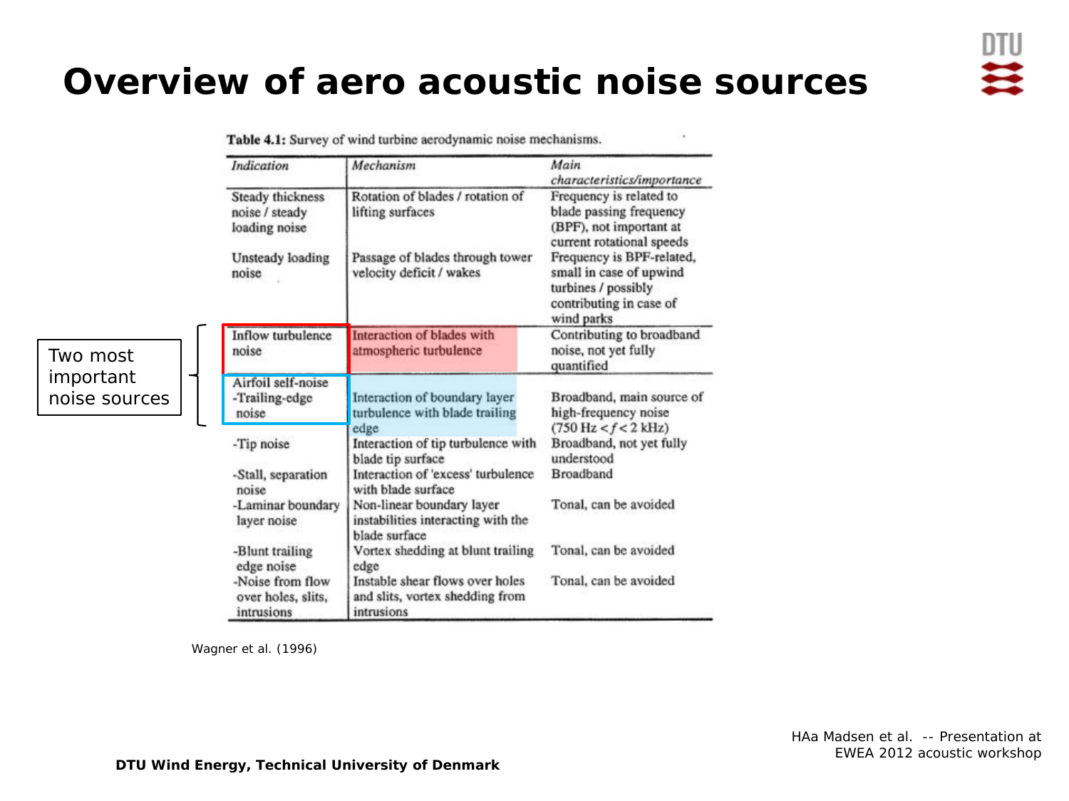# Overview of aero acoustic noise sources

Table 4.1: Survey of wind turbine aerodynamic noise mechanisms.

| *Indication* | *Mechanism* | *Main characteristics/importance* |
|---|---|---|
| Steady thickness noise / steady loading noise | Rotation of blades / rotation of lifting surfaces | Frequency is related to blade passing frequency (BPF), not important at current rotational speeds |
| Unsteady loading noise | Passage of blades through tower velocity deficit / wakes | Frequency is BPF-related, small in case of upwind turbines / possibly contributing in case of wind parks |
| Inflow turbulence noise | Interaction of blades with atmospheric turbulence | Contributing to broadband noise, not yet fully quantified |
| Airfoil self-noise<br>-Trailing-edge noise | Interaction of boundary layer turbulence with blade trailing edge | Broadband, main source of high-frequency noise (750 Hz < $f$ < 2 kHz) |
| -Tip noise | Interaction of tip turbulence with blade tip surface | Broadband, not yet fully understood |
| -Stall, separation noise | Interaction of 'excess' turbulence with blade surface | Broadband |
| -Laminar boundary layer noise | Non-linear boundary layer instabilities interacting with the blade surface | Tonal, can be avoided |
| -Blunt trailing edge noise | Vortex shedding at blunt trailing edge | Tonal, can be avoided |
| -Noise from flow over holes, slits, intrusions | Instable shear flows over holes and slits, vortex shedding from intrusions | Tonal, can be avoided |

Two most important noise sources: Inflow turbulence noise and Airfoil self-noise - Trailing-edge noise

Wagner et al. (1996)

HAa Madsen et al. -- Presentation at EWEA 2012 acoustic workshop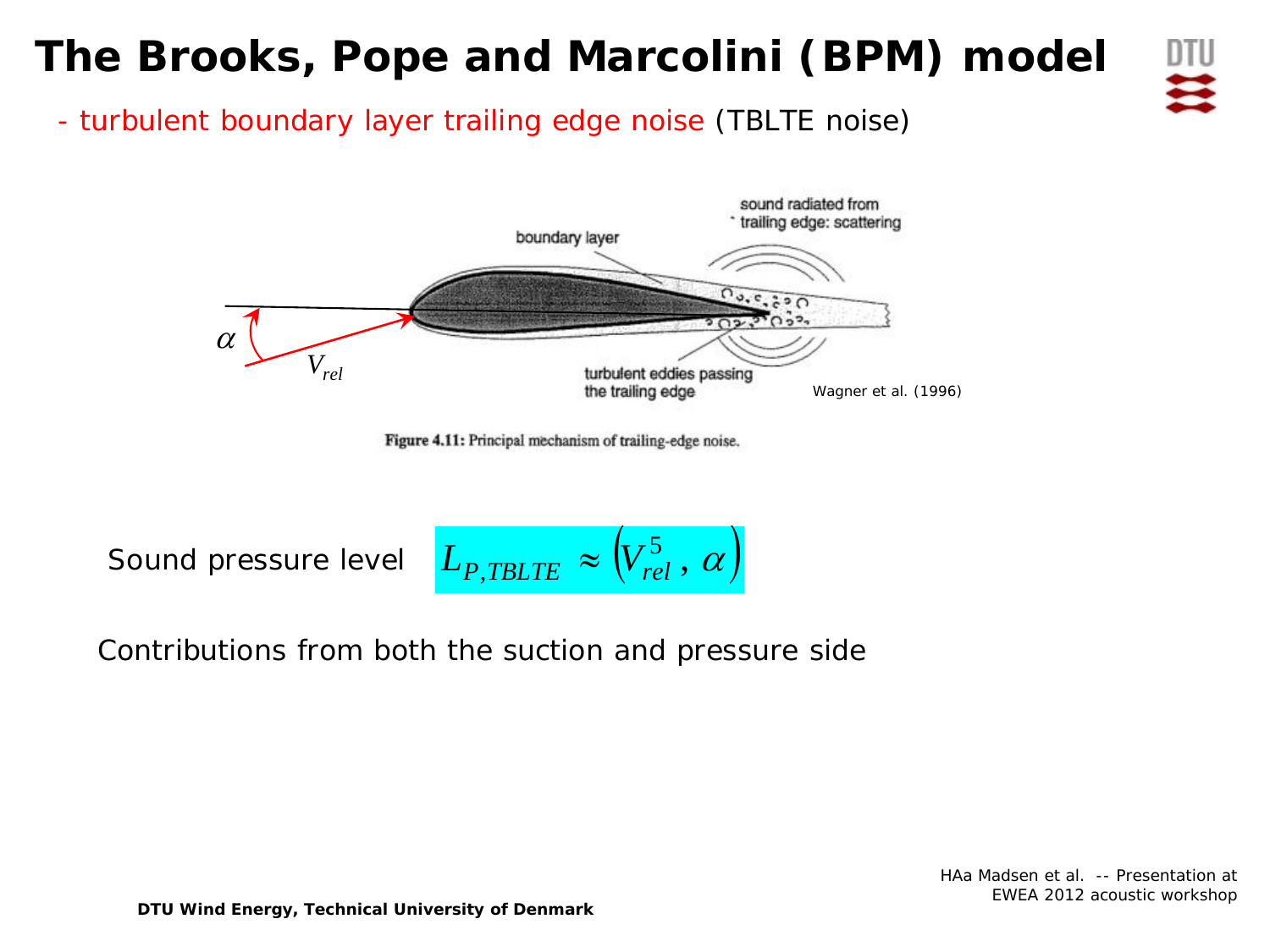# The Brooks, Pope and Marcolini (BPM) model

- turbulent boundary layer trailing edge noise (TBLTE noise)

Wagner et al. (1996)

Figure 4.11: Principal mechanism of trailing-edge noise.

Sound pressure level $L_{P,TBLTE} \approx \left(V_{rel}^{5},\, \alpha\right)$

Contributions from both the suction and pressure side

HAa Madsen et al. -- Presentation at EWEA 2012 acoustic workshop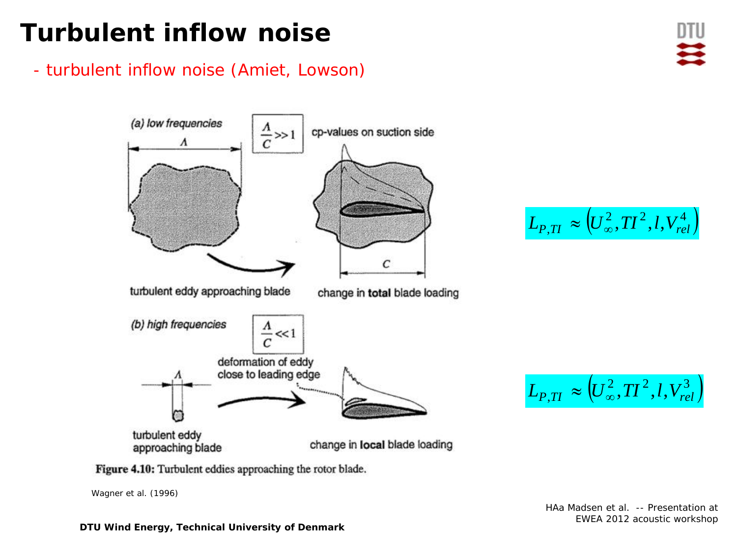# Turbulent inflow noise

- turbulent inflow noise (Amiet, Lowson)

(a) low frequencies

$\frac{\Lambda}{C} >> 1$

cp-values on suction side

turbulent eddy approaching blade

change in **total** blade loading

$$L_{P,TI} \approx \left(U_\infty^2, TI^2, l, V_{rel}^4\right)$$

(b) high frequencies

$\frac{\Lambda}{C} << 1$

deformation of eddy close to leading edge

turbulent eddy approaching blade

change in **local** blade loading

$$L_{P,TI} \approx \left(U_\infty^2, TI^2, l, V_{rel}^3\right)$$

**Figure 4.10:** Turbulent eddies approaching the rotor blade.

Wagner et al. (1996)

HAa Madsen et al. -- Presentation at EWEA 2012 acoustic workshop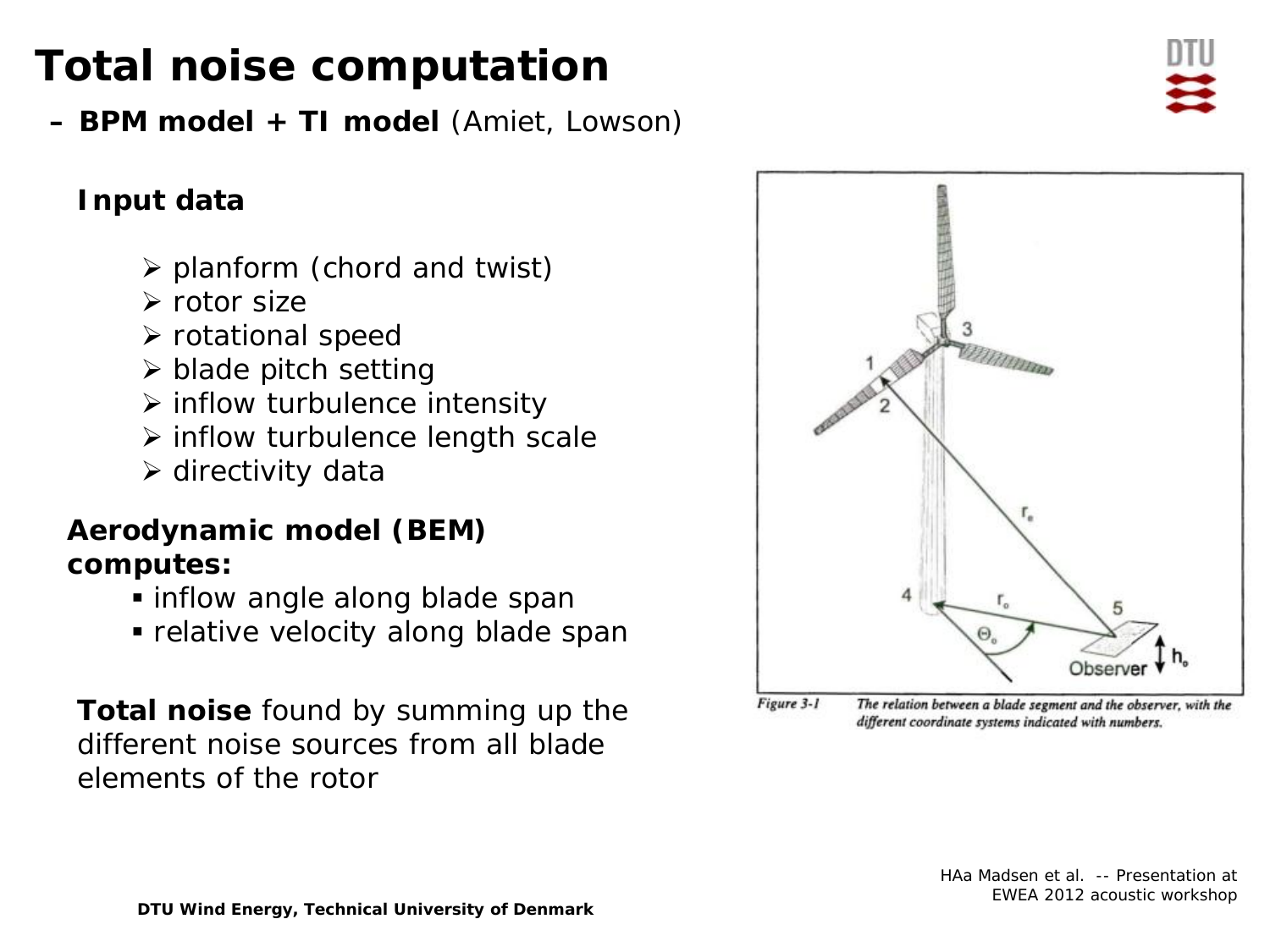# Total noise computation

– **BPM model + TI model** (Amiet, Lowson)

**Input data**

- planform (chord and twist)
- rotor size
- rotational speed
- blade pitch setting
- inflow turbulence intensity
- inflow turbulence length scale
- directivity data

**Aerodynamic model (BEM) computes:**

- inflow angle along blade span
- relative velocity along blade span

**Total noise** found by summing up the different noise sources from all blade elements of the rotor

*Figure 3-1 The relation between a blade segment and the observer, with the different coordinate systems indicated with numbers.*

HAa Madsen et al. -- Presentation at EWEA 2012 acoustic workshop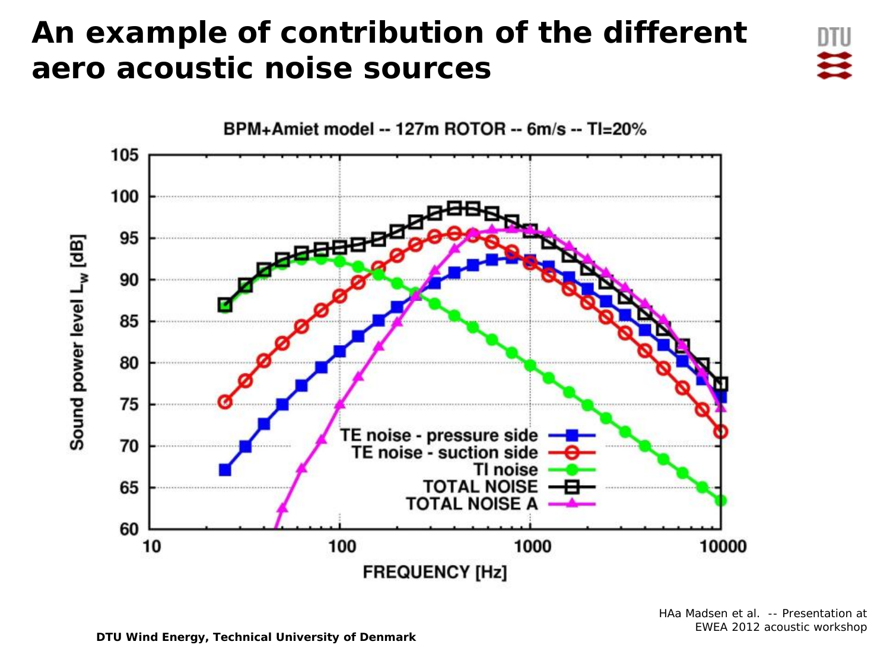# An example of contribution of the different aero acoustic noise sources

BPM+Amiet model -- 127m ROTOR -- 6m/s -- TI=20%

HAa Madsen et al. -- Presentation at EWEA 2012 acoustic workshop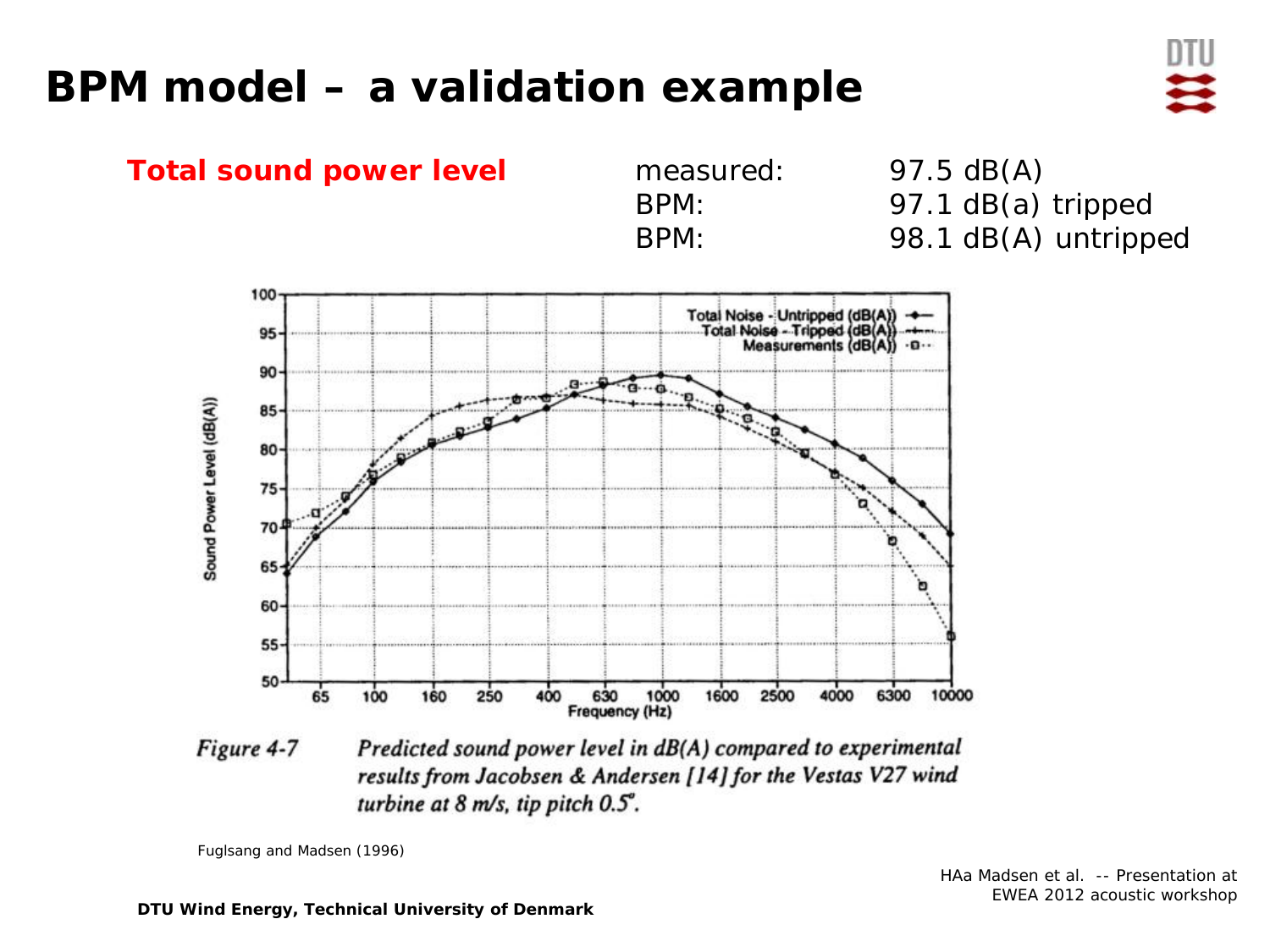# BPM model – a validation example

**Total sound power level**

| | |
|---|---|
| measured: | 97.5 dB(A) |
| BPM: | 97.1 dB(a) tripped |
| BPM: | 98.1 dB(A) untripped |

*Figure 4-7* *Predicted sound power level in dB(A) compared to experimental results from Jacobsen & Andersen [14] for the Vestas V27 wind turbine at 8 m/s, tip pitch 0.5°.*

Fuglsang and Madsen (1996)

HAa Madsen et al. -- Presentation at EWEA 2012 acoustic workshop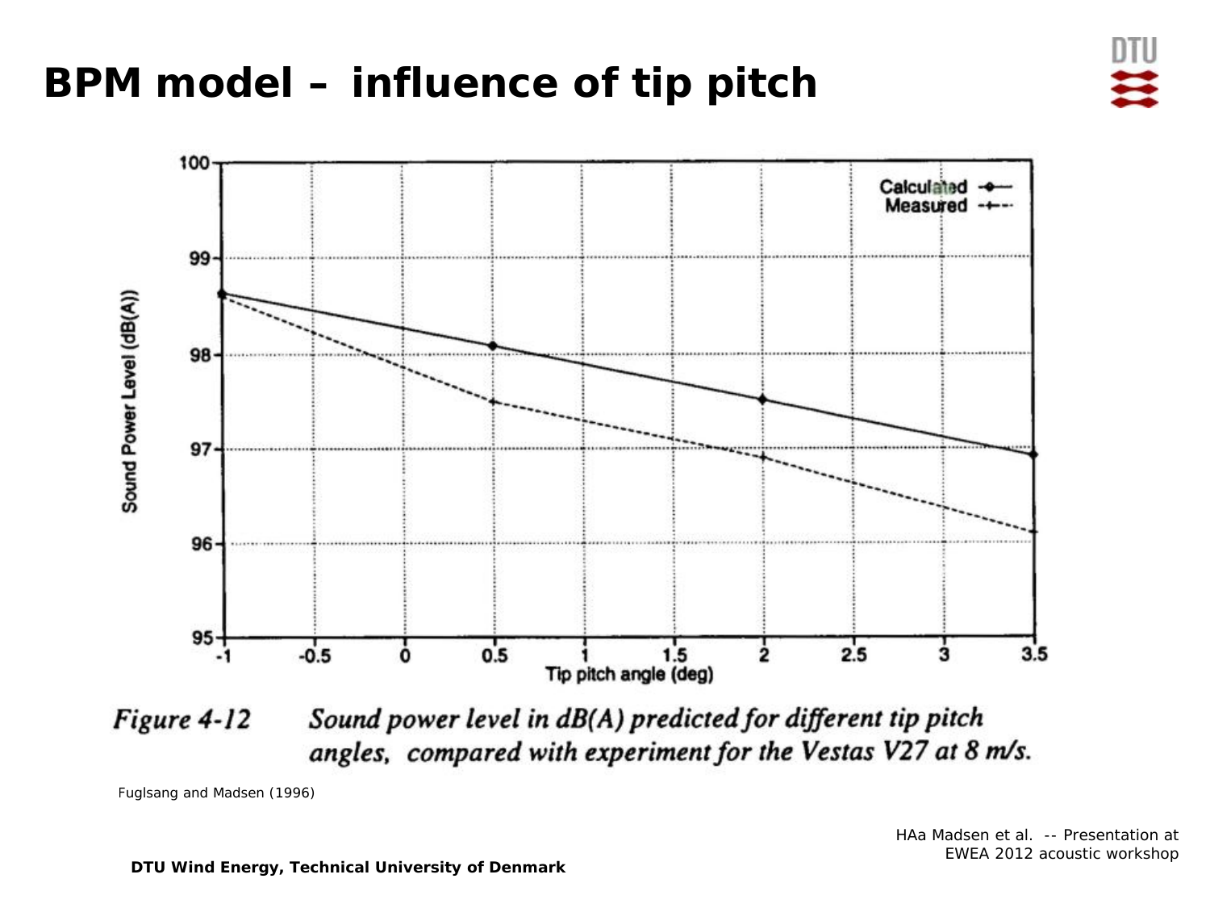# BPM model – influence of tip pitch

*Figure 4-12 Sound power level in dB(A) predicted for different tip pitch angles, compared with experiment for the Vestas V27 at 8 m/s.*

Fuglsang and Madsen (1996)

HAa Madsen et al. -- Presentation at EWEA 2012 acoustic workshop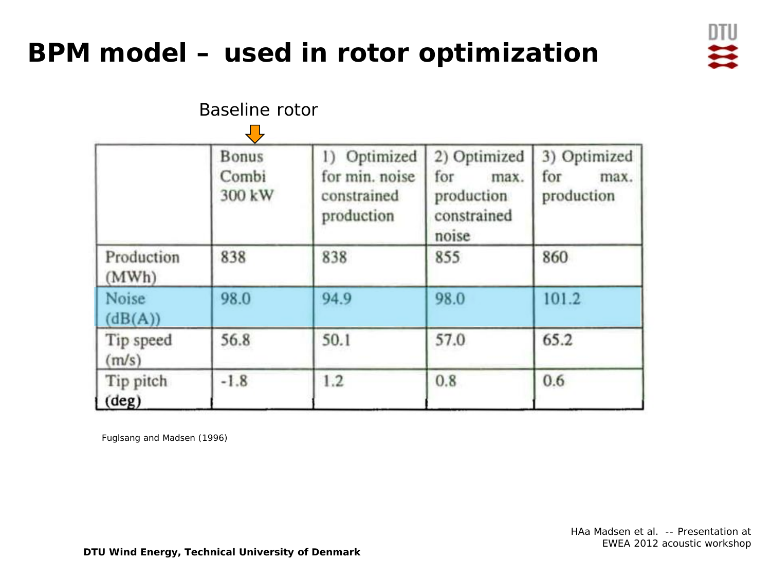# BPM model – used in rotor optimization

Baseline rotor

| | Bonus Combi 300 kW | 1) Optimized for min. noise constrained production | 2) Optimized for max. production constrained noise | 3) Optimized for max. production |
|---|---|---|---|---|
| Production (MWh) | 838 | 838 | 855 | 860 |
| Noise (dB(A)) | 98.0 | 94.9 | 98.0 | 101.2 |
| Tip speed (m/s) | 56.8 | 50.1 | 57.0 | 65.2 |
| Tip pitch (deg) | -1.8 | 1.2 | 0.8 | 0.6 |

Fuglsang and Madsen (1996)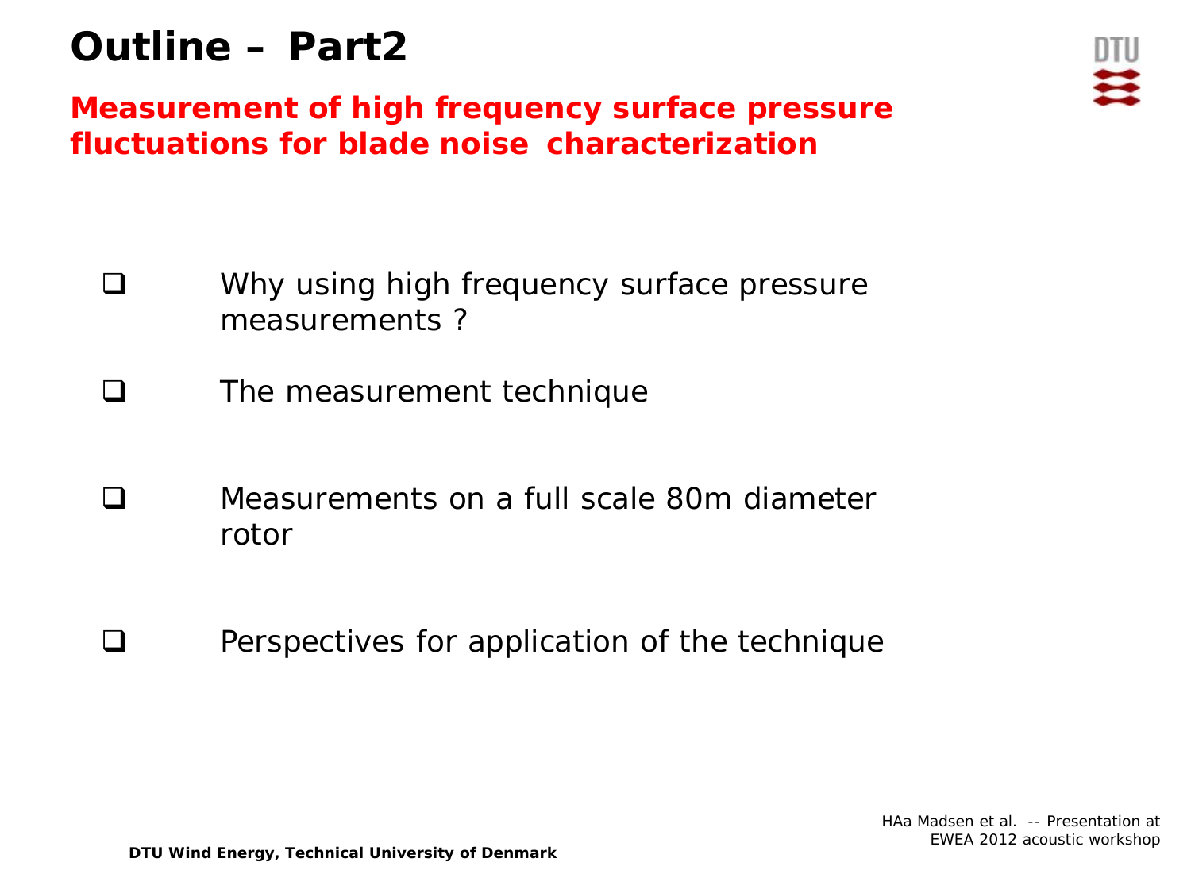# Outline – Part2

## Measurement of high frequency surface pressure fluctuations for blade noise characterization

- Why using high frequency surface pressure measurements ?
- The measurement technique
- Measurements on a full scale 80m diameter rotor
- Perspectives for application of the technique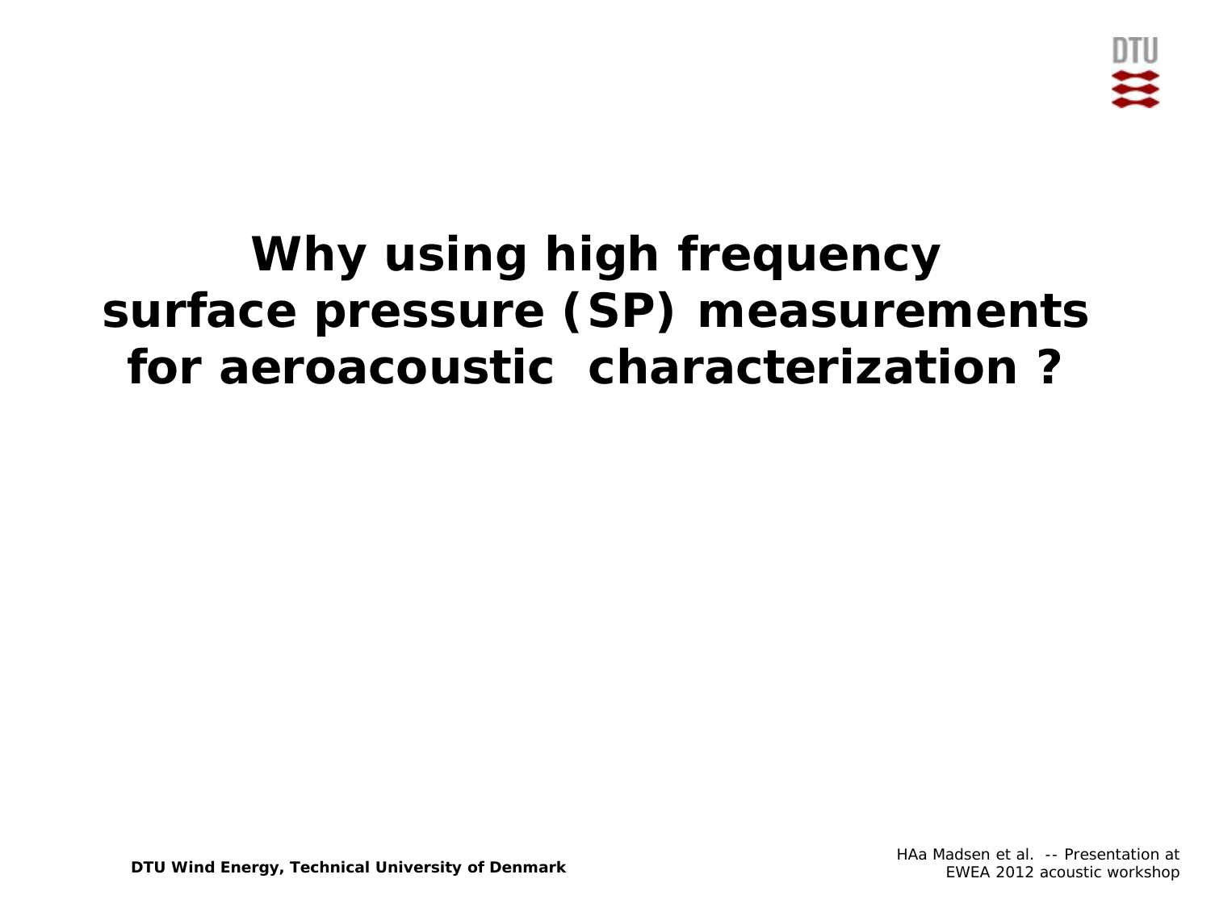# Why using high frequency surface pressure (SP) measurements for aeroacoustic characterization ?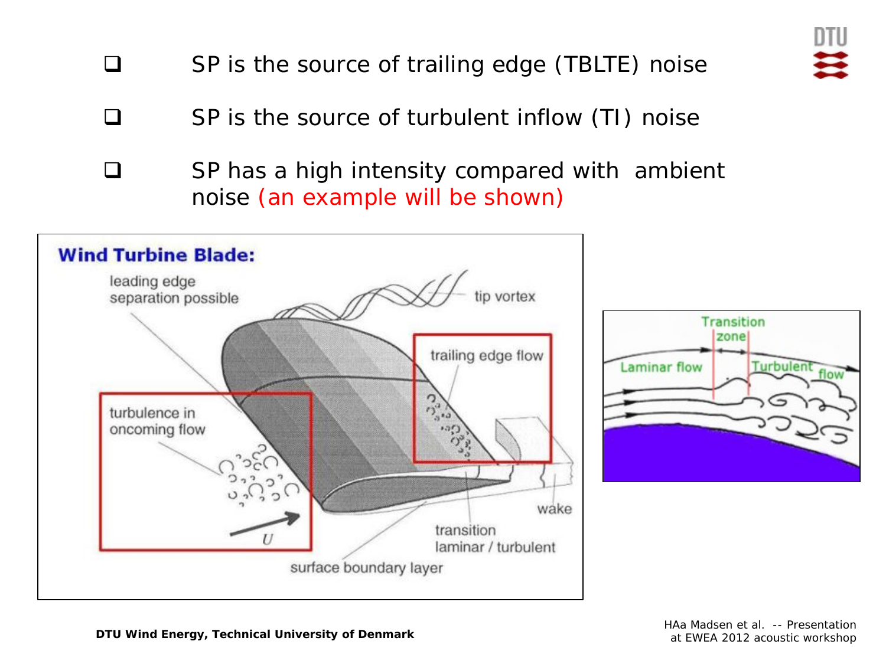- SP is the source of trailing edge (TBLTE) noise
- SP is the source of turbulent inflow (TI) noise
- SP has a high intensity compared with ambient noise (an example will be shown)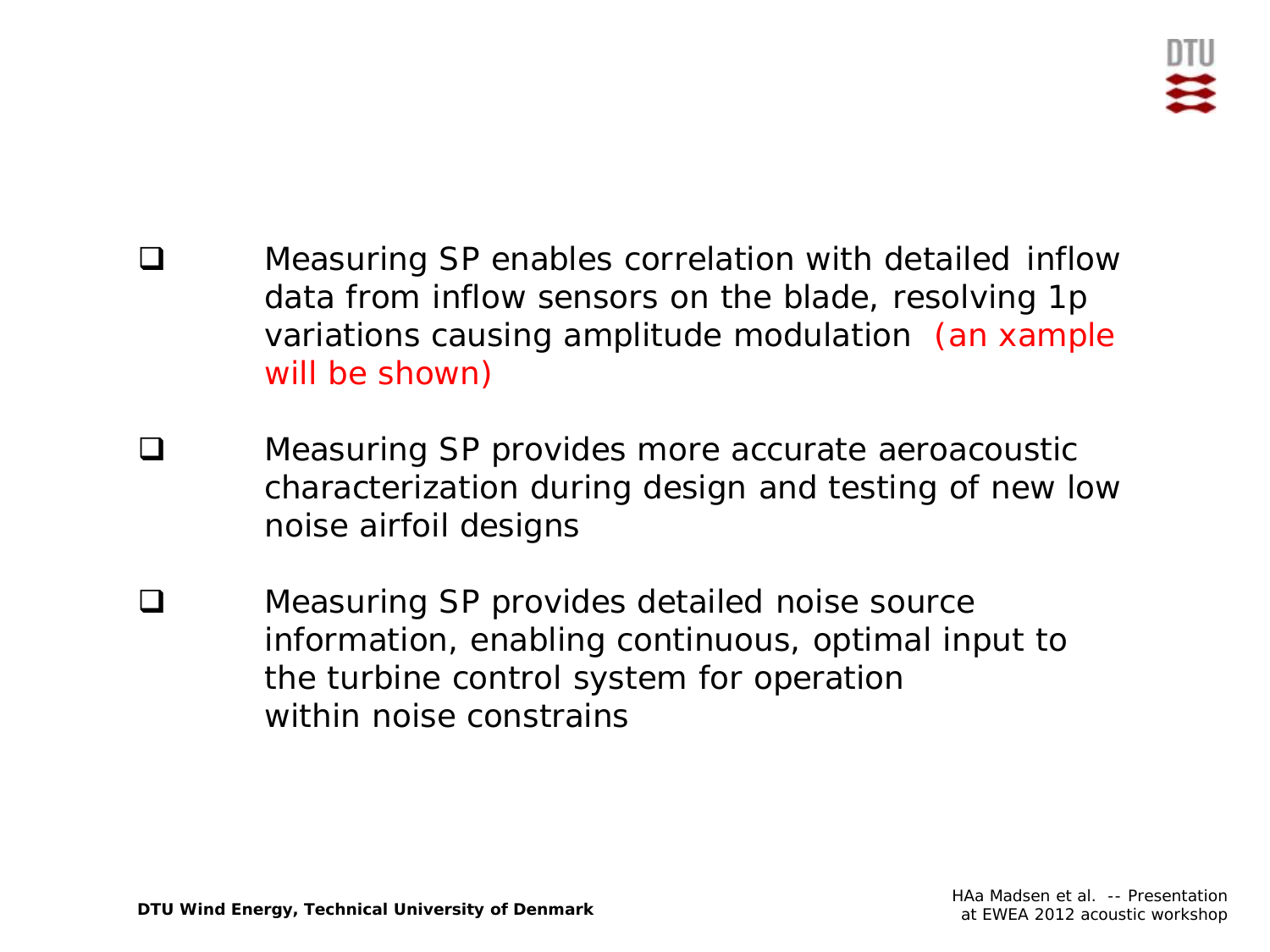- Measuring SP enables correlation with detailed inflow data from inflow sensors on the blade, resolving 1p variations causing amplitude modulation (an xample will be shown)

- Measuring SP provides more accurate aeroacoustic characterization during design and testing of new low noise airfoil designs

- Measuring SP provides detailed noise source information, enabling continuous, optimal input to the turbine control system for operation within noise constrains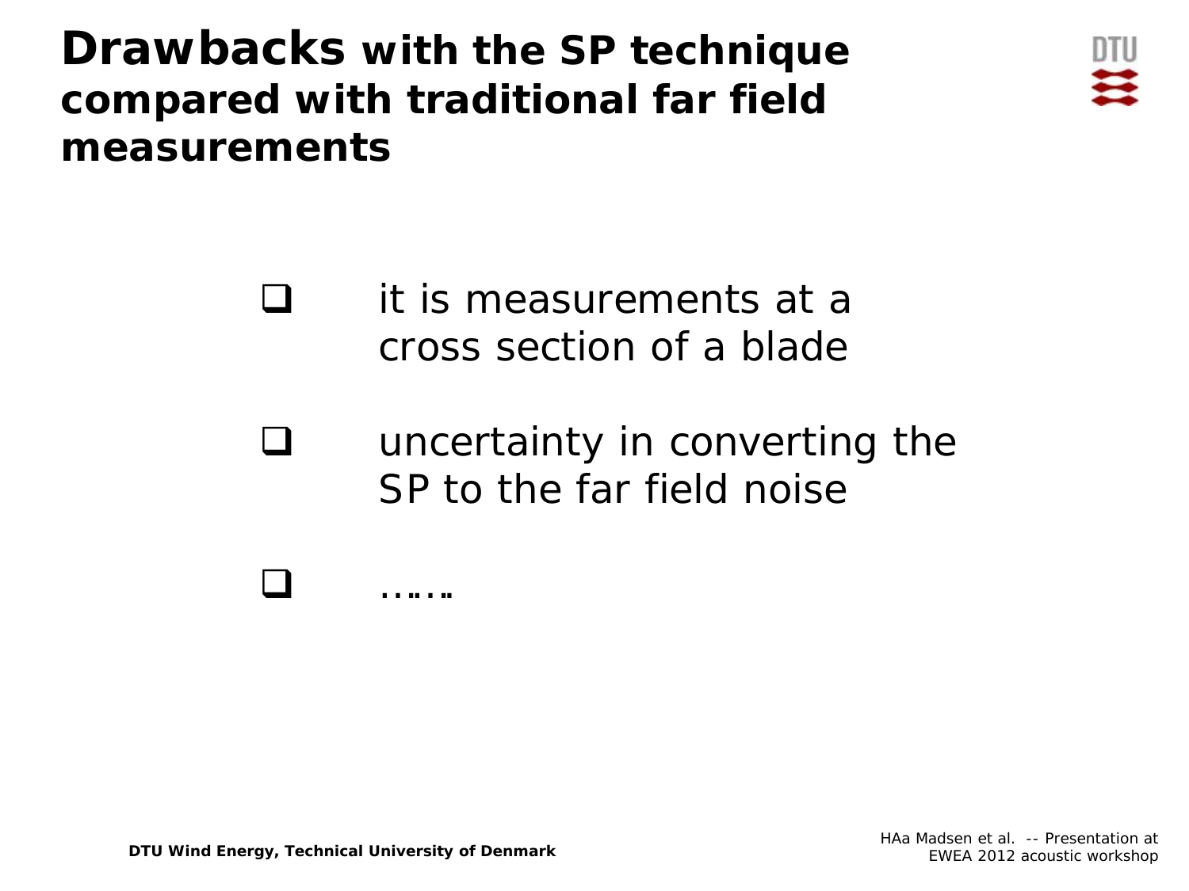# **Drawbacks** with the SP technique compared with traditional far field measurements

- it is measurements at a cross section of a blade
- uncertainty in converting the SP to the far field noise
- ……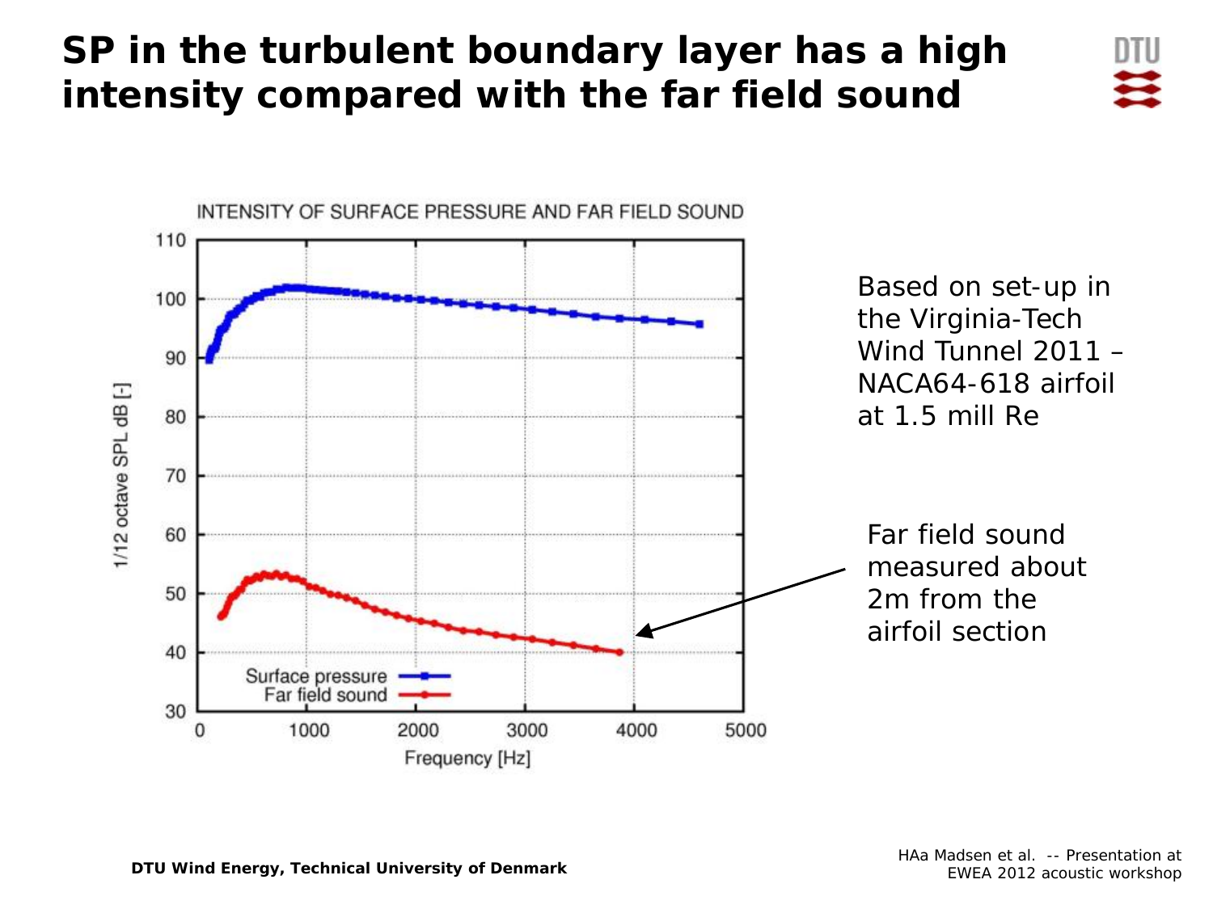# SP in the turbulent boundary layer has a high intensity compared with the far field sound

INTENSITY OF SURFACE PRESSURE AND FAR FIELD SOUND

Based on set-up in the Virginia-Tech Wind Tunnel 2011 – NACA64-618 airfoil at 1.5 mill Re

Far field sound measured about 2m from the airfoil section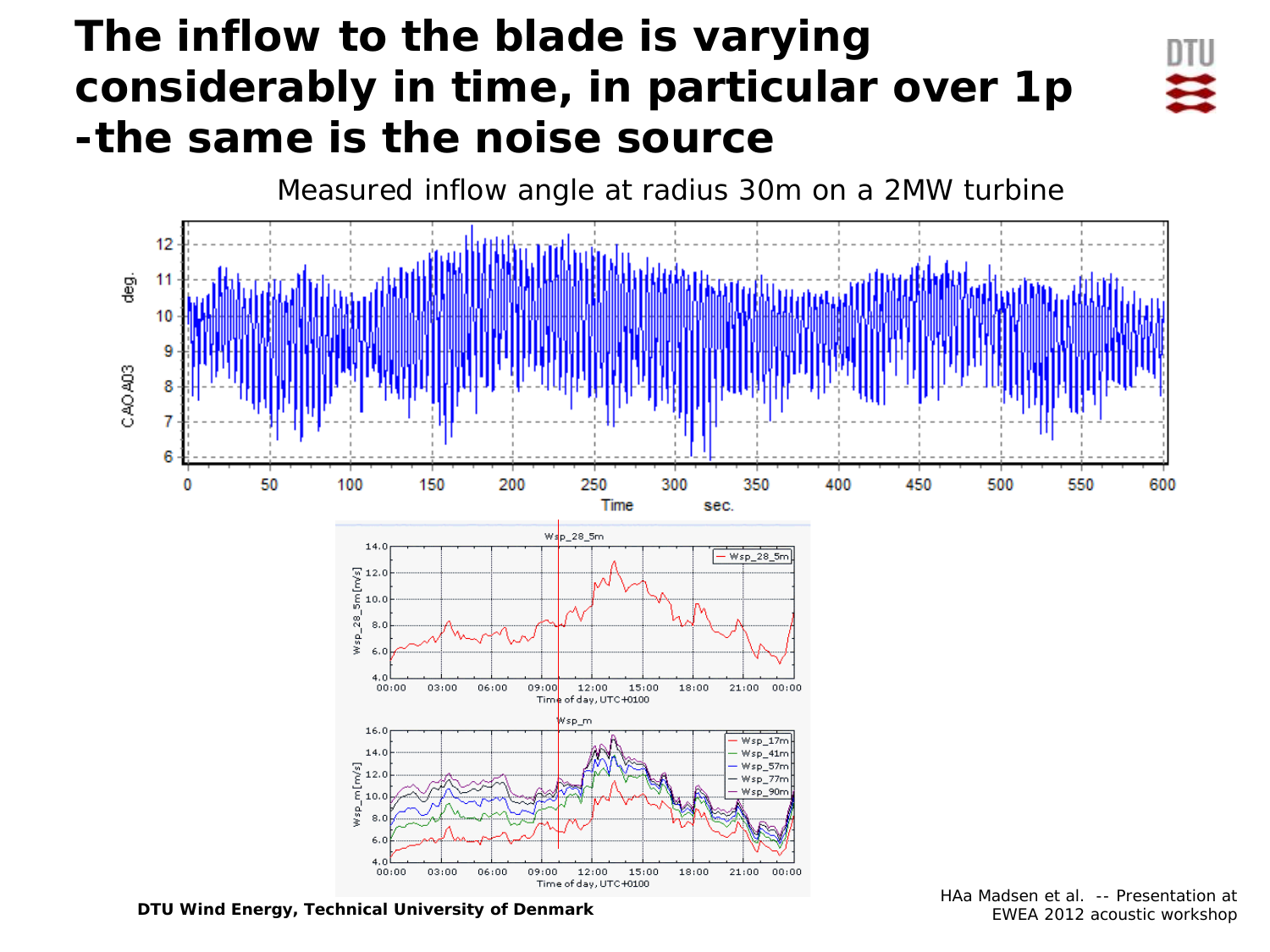# The inflow to the blade is varying considerably in time, in particular over 1p -the same is the noise source

Measured inflow angle at radius 30m on a 2MW turbine

HAa Madsen et al. -- Presentation at EWEA 2012 acoustic workshop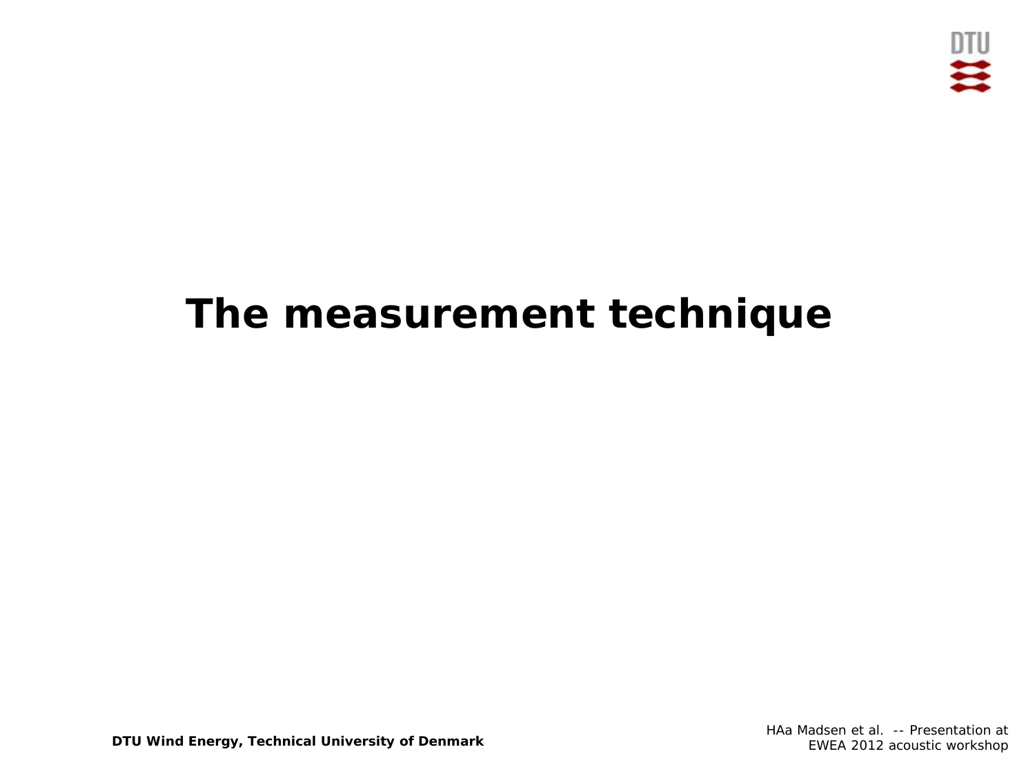# The measurement technique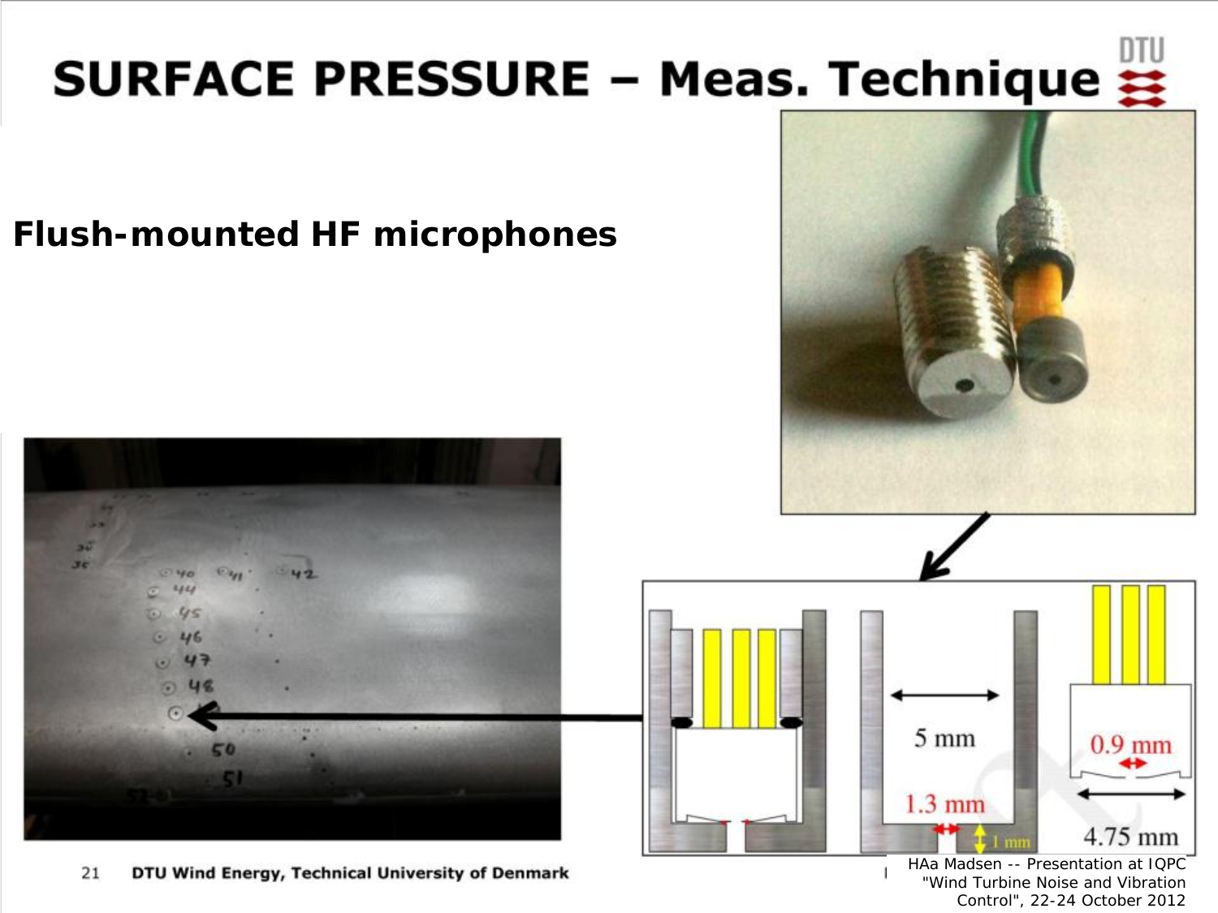# SURFACE PRESSURE – Meas. Technique

**Flush-mounted HF microphones**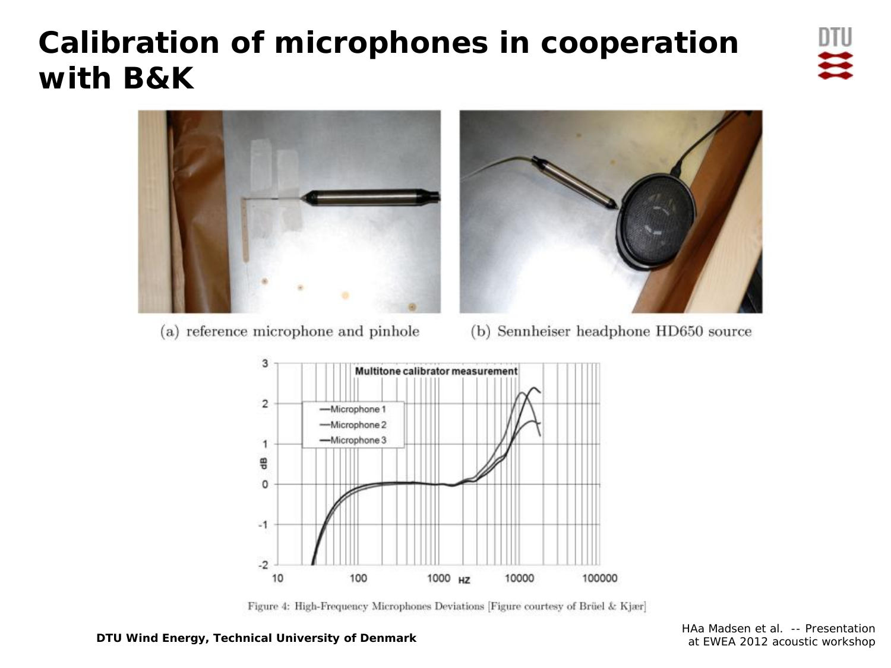# Calibration of microphones in cooperation with B&K

(a) reference microphone and pinhole

(b) Sennheiser headphone HD650 source

Figure 4: High-Frequency Microphones Deviations [Figure courtesy of Brüel & Kjær]

DTU Wind Energy, Technical University of Denmark

HAa Madsen et al. -- Presentation at EWEA 2012 acoustic workshop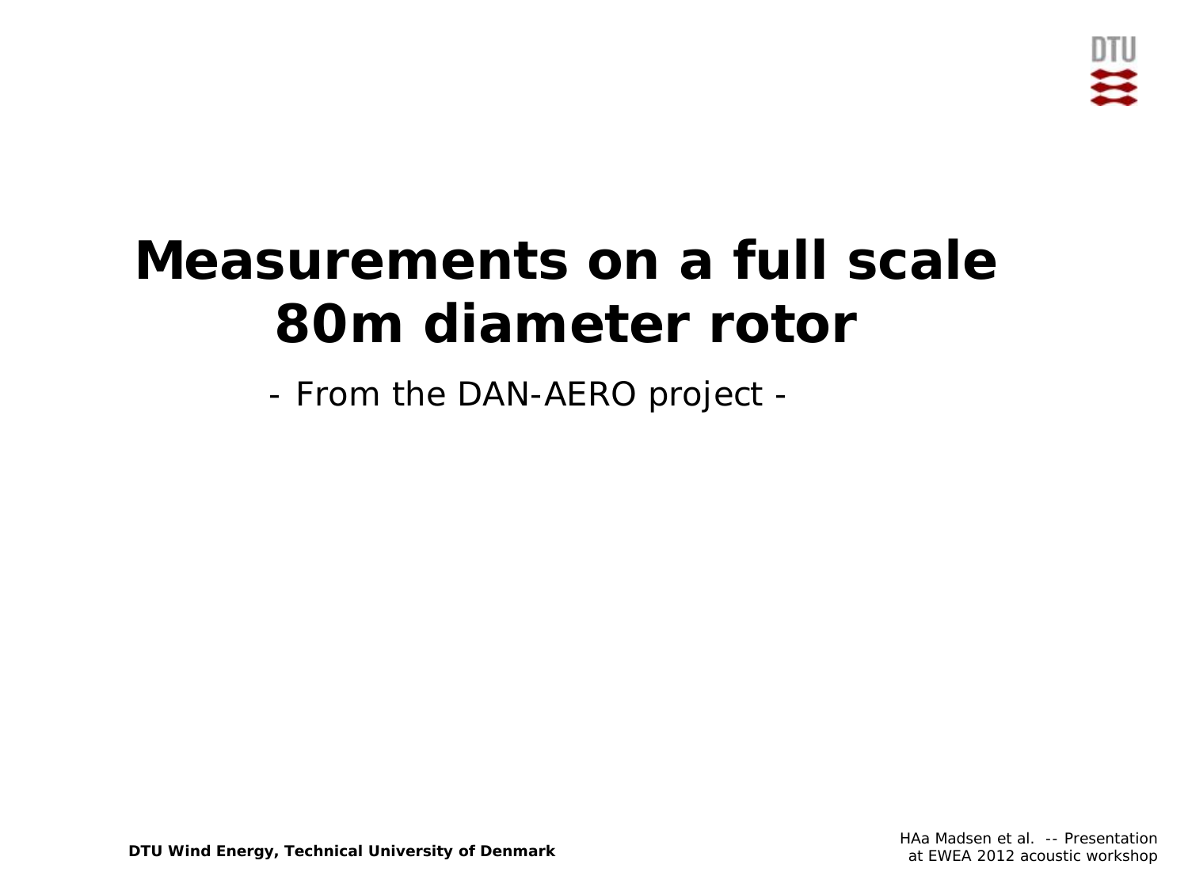# Measurements on a full scale 80m diameter rotor

- From the DAN-AERO project -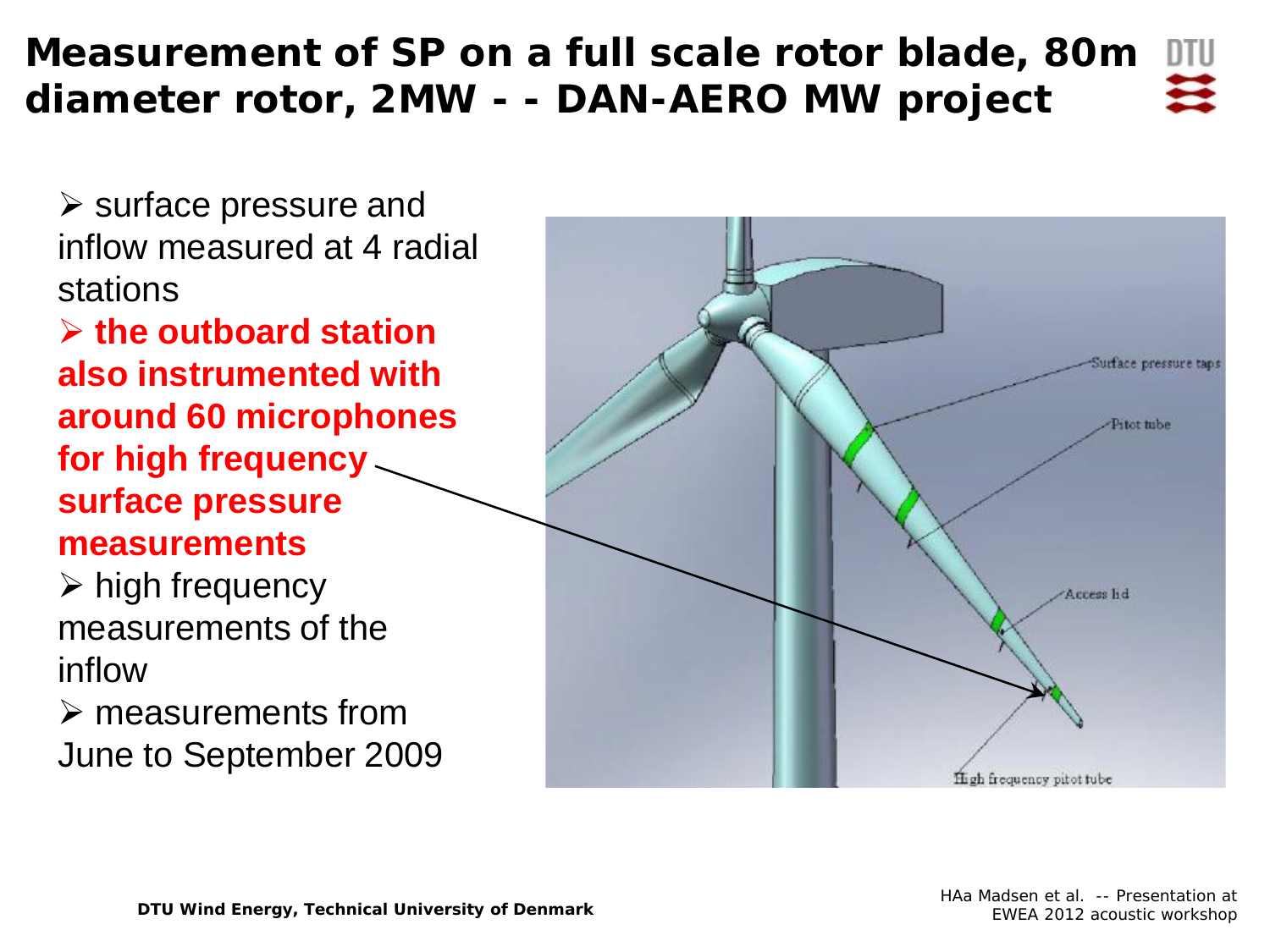# Measurement of SP on a full scale rotor blade, 80m diameter rotor, 2MW - - DAN-AERO MW project

- surface pressure and inflow measured at 4 radial stations
- **the outboard station also instrumented with around 60 microphones for high frequency surface pressure measurements**
- high frequency measurements of the inflow
- measurements from June to September 2009

Surface pressure taps

Pitot tube

Access lid

High frequency pitot tube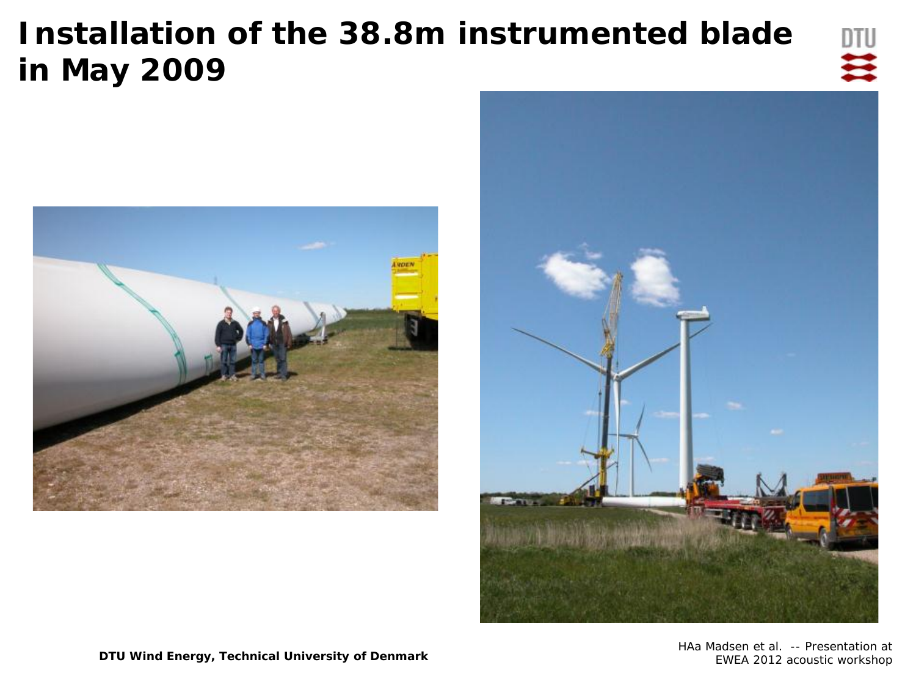# Installation of the 38.8m instrumented blade in May 2009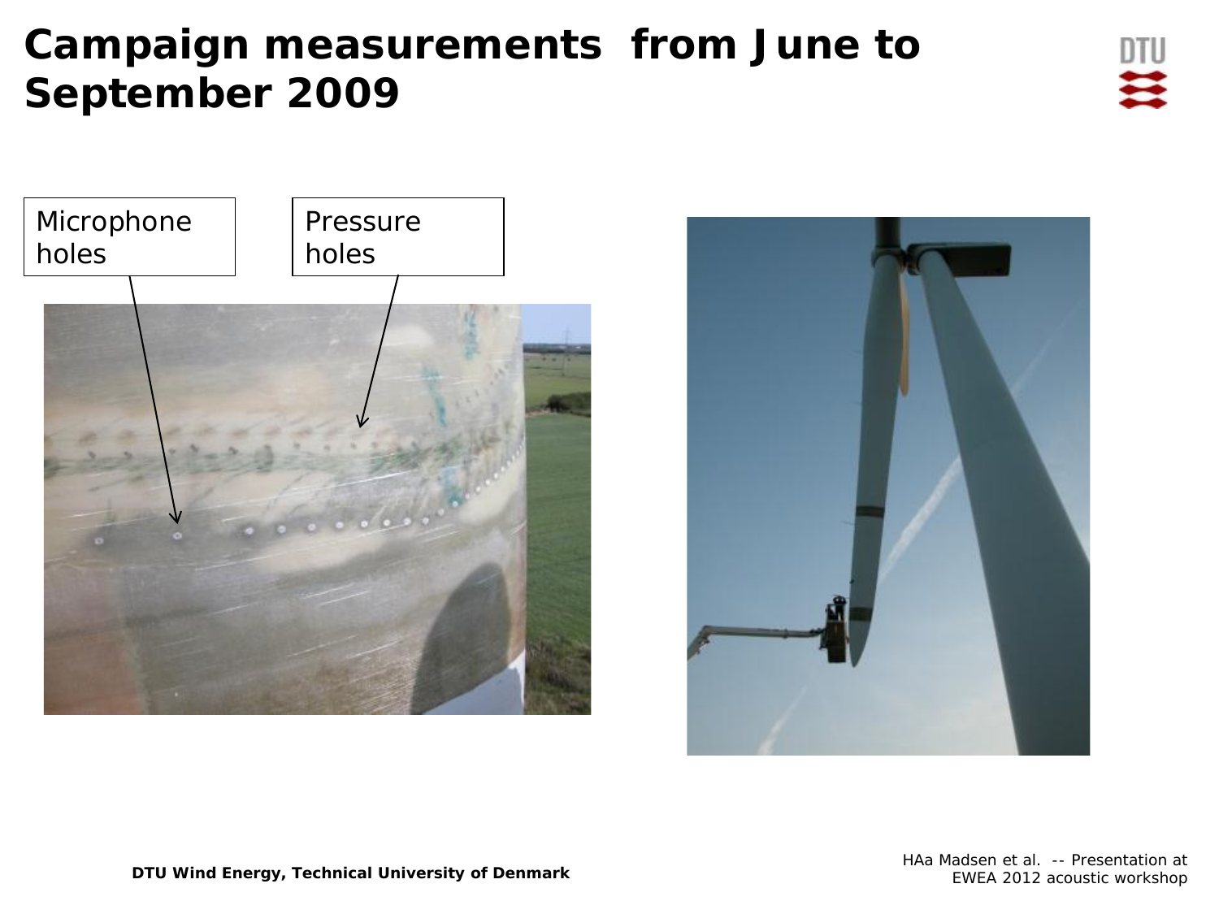# Campaign measurements from June to September 2009

Microphone holes

Pressure holes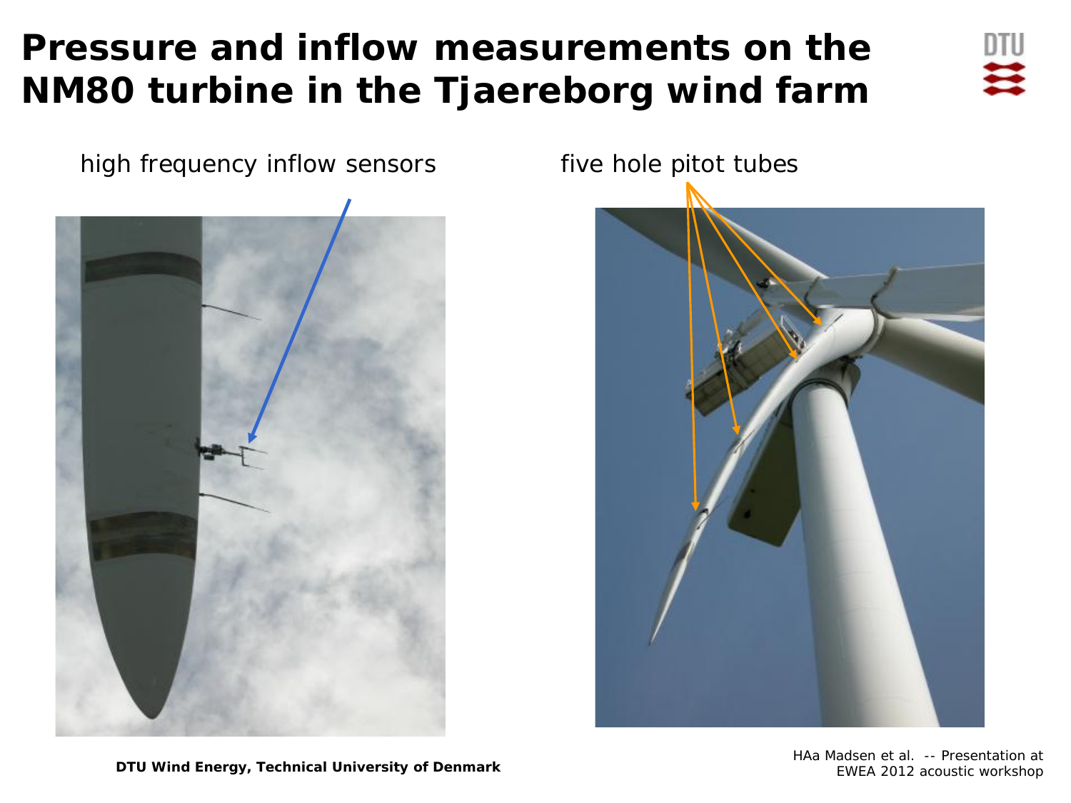# Pressure and inflow measurements on the NM80 turbine in the Tjaereborg wind farm

high frequency inflow sensors

five hole pitot tubes

HAa Madsen et al. -- Presentation at EWEA 2012 acoustic workshop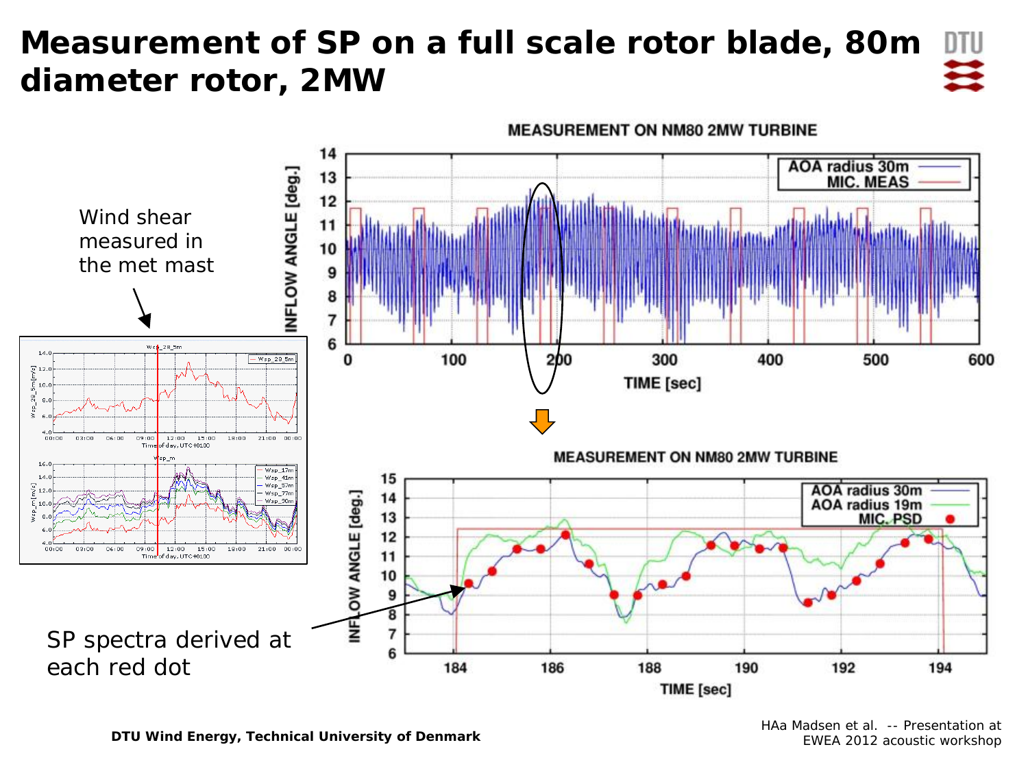# Measurement of SP on a full scale rotor blade, 80m diameter rotor, 2MW

Wind shear measured in the met mast

SP spectra derived at each red dot

DTU Wind Energy, Technical University of Denmark

HAa Madsen et al. -- Presentation at EWEA 2012 acoustic workshop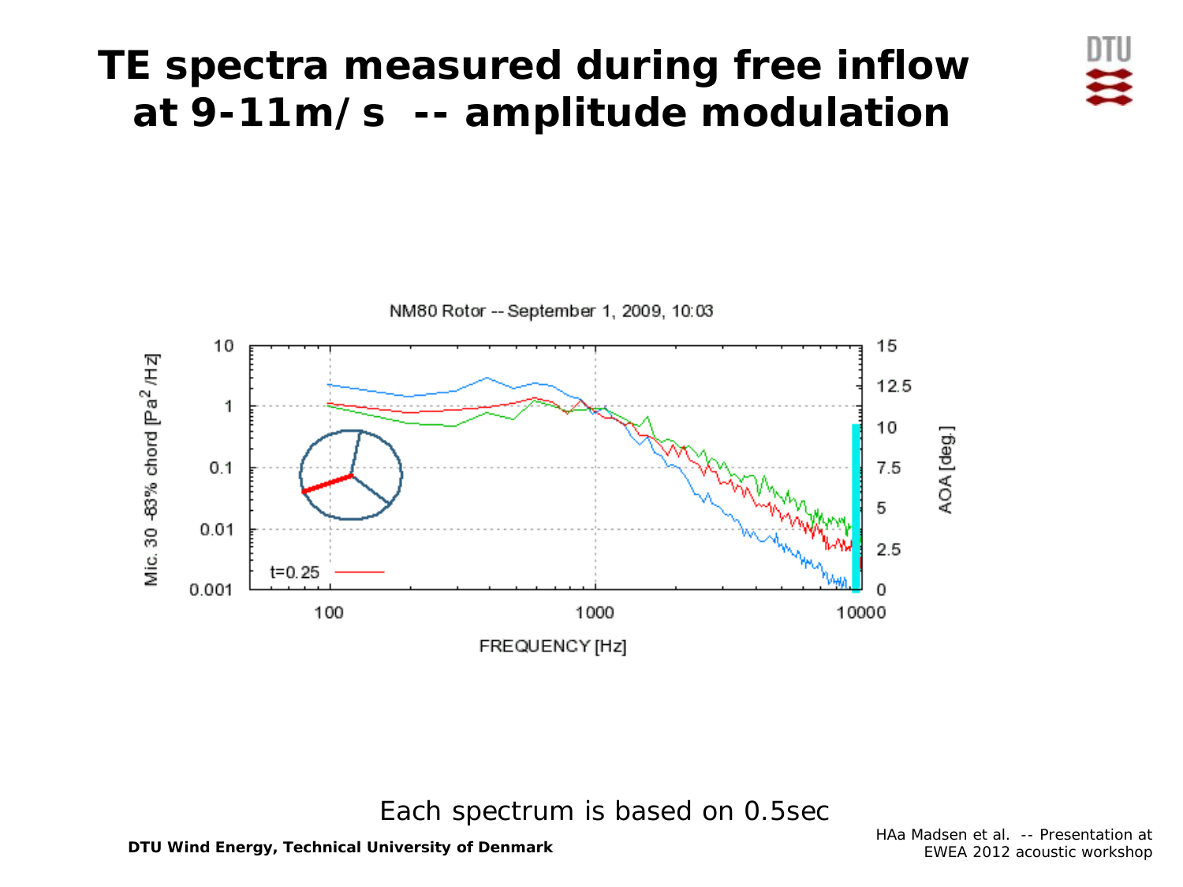# TE spectra measured during free inflow at 9-11m/s -- amplitude modulation

NM80 Rotor -- September 1, 2009, 10:03

Each spectrum is based on 0.5sec

**DTU Wind Energy, Technical University of Denmark**

HAa Madsen et al. -- Presentation at EWEA 2012 acoustic workshop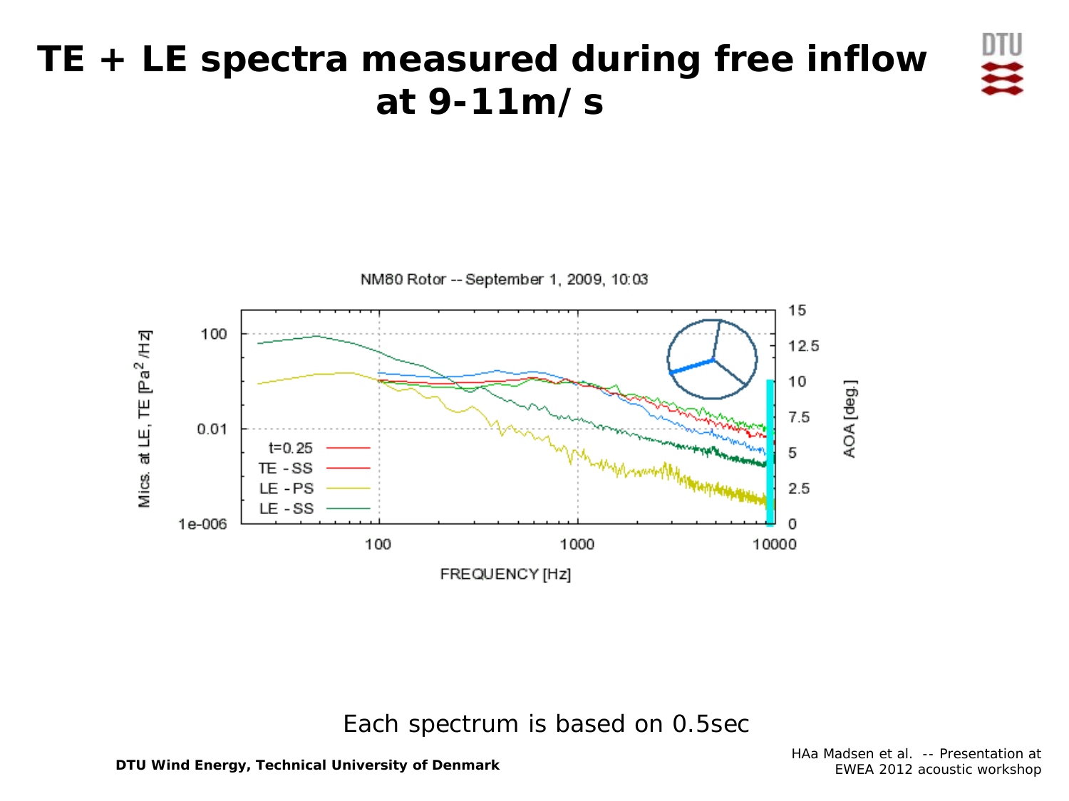# TE + LE spectra measured during free inflow at 9-11m/s

NM80 Rotor -- September 1, 2009, 10:03

Each spectrum is based on 0.5sec

HAa Madsen et al. -- Presentation at EWEA 2012 acoustic workshop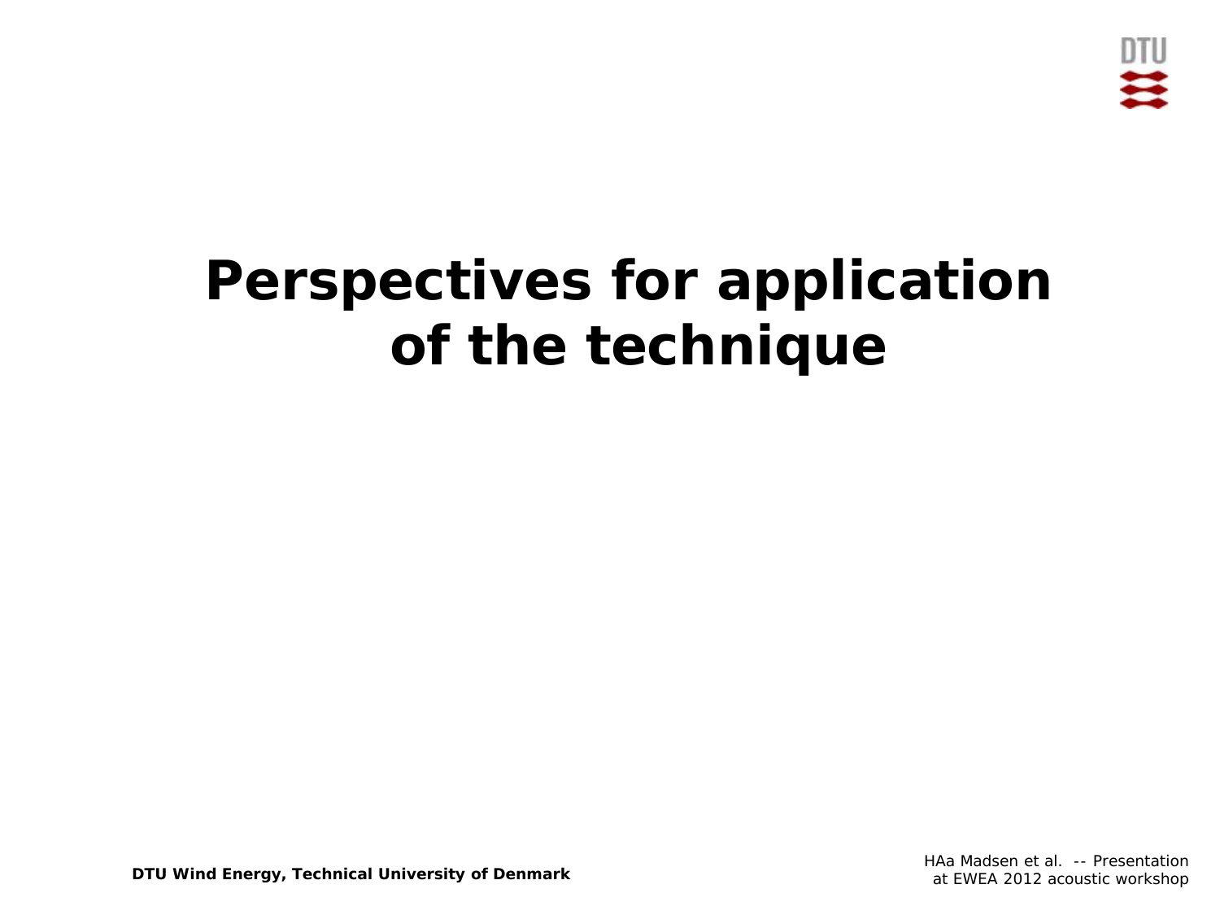# Perspectives for application of the technique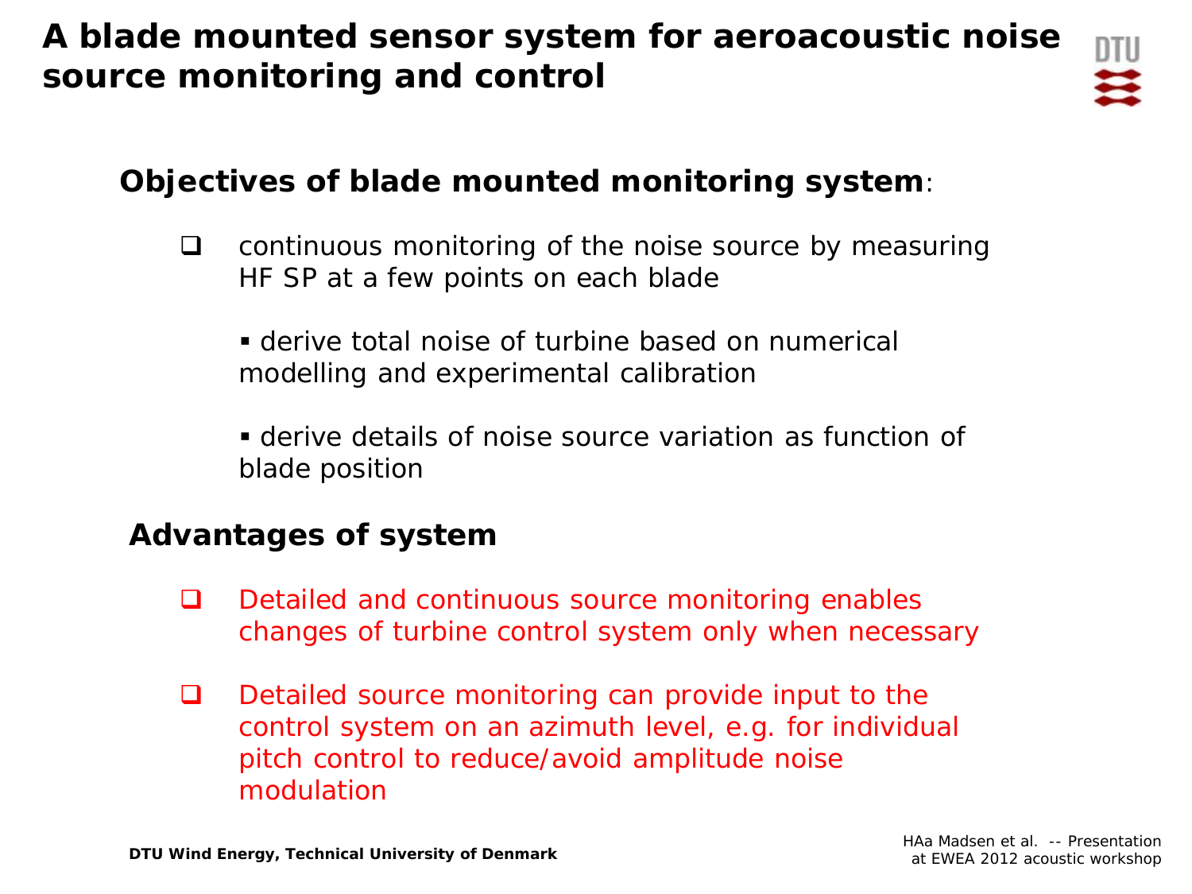# A blade mounted sensor system for aeroacoustic noise source monitoring and control

**Objectives of blade mounted monitoring system**:

- continuous monitoring of the noise source by measuring HF SP at a few points on each blade
  - derive total noise of turbine based on numerical modelling and experimental calibration
  - derive details of noise source variation as function of blade position

**Advantages of system**

- Detailed and continuous source monitoring enables changes of turbine control system only when necessary
- Detailed source monitoring can provide input to the control system on an azimuth level, e.g. for individual pitch control to reduce/avoid amplitude noise modulation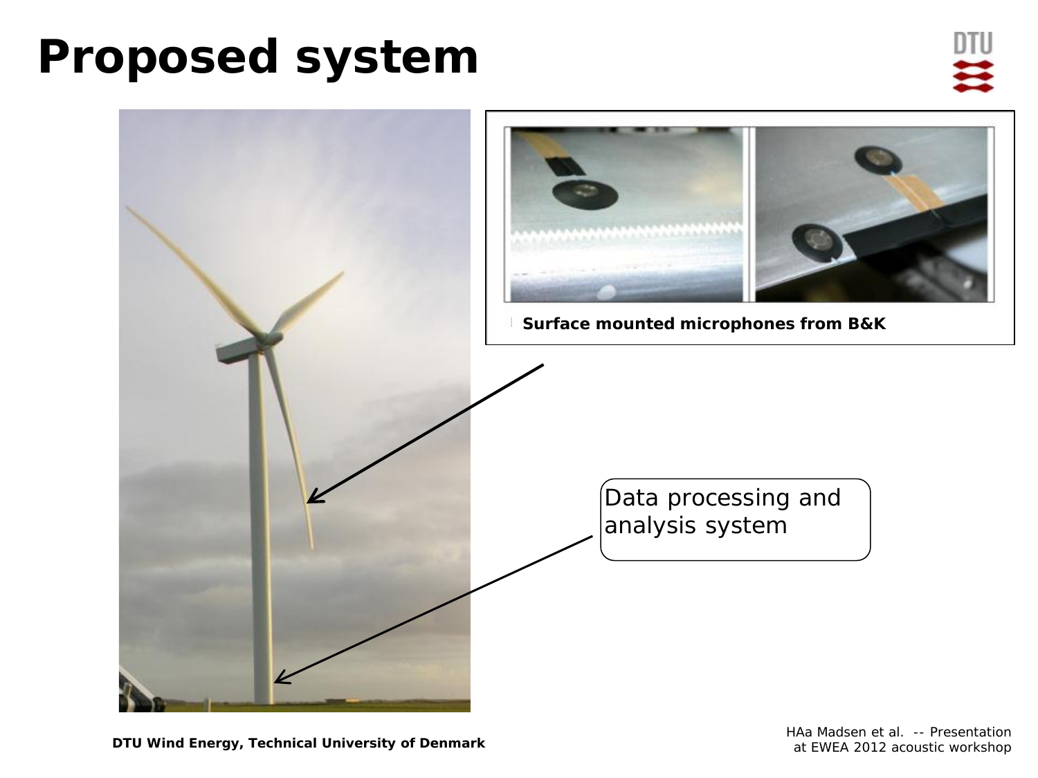# Proposed system

Surface mounted microphones from B&K

Data processing and analysis system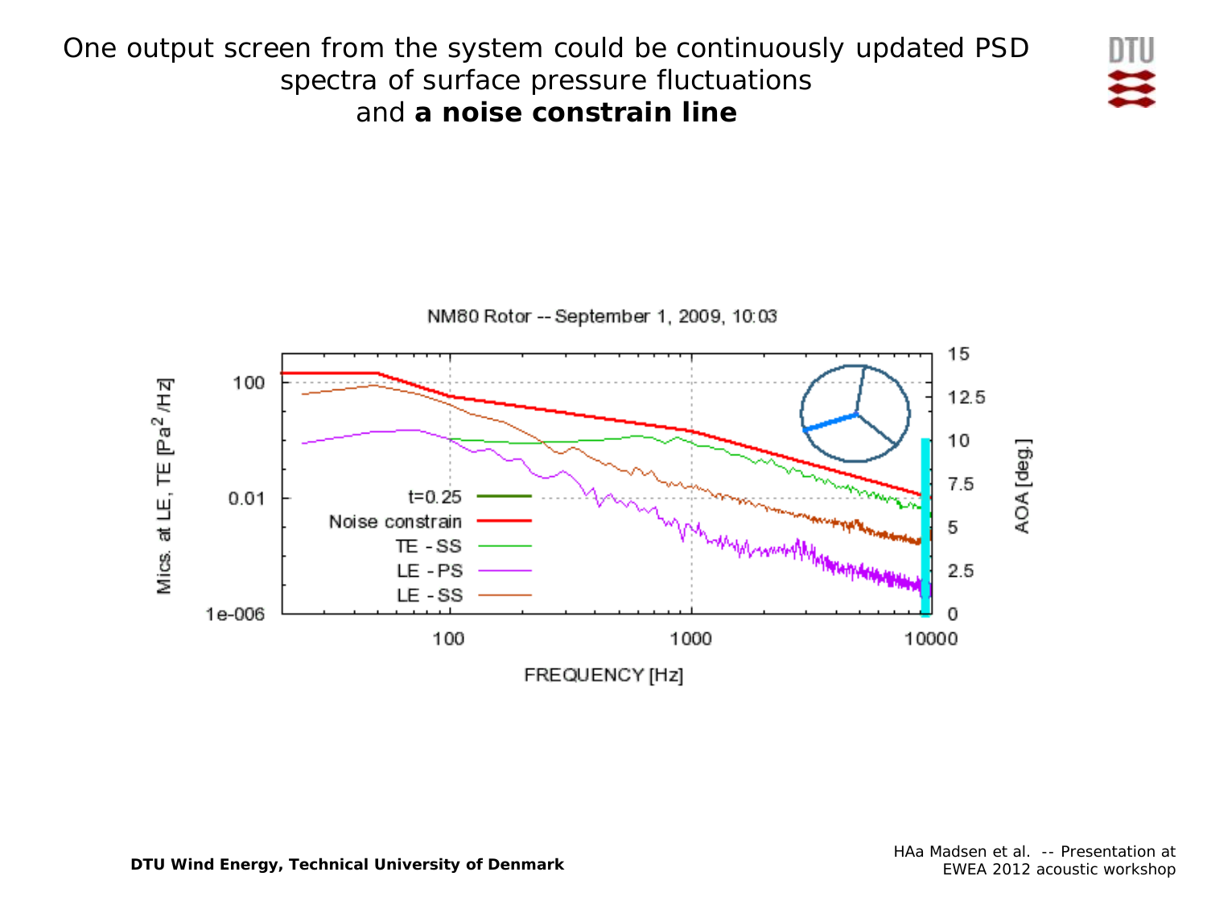One output screen from the system could be continuously updated PSD spectra of surface pressure fluctuations and **a noise constrain line**

NM80 Rotor -- September 1, 2009, 10:03

Mics. at LE, TE [Pa$^2$ /Hz]

AOA [deg.]

FREQUENCY [Hz]

t=0.25

Noise constrain

TE - SS

LE - PS

LE - SS

DTU Wind Energy, Technical University of Denmark

HAa Madsen et al. -- Presentation at EWEA 2012 acoustic workshop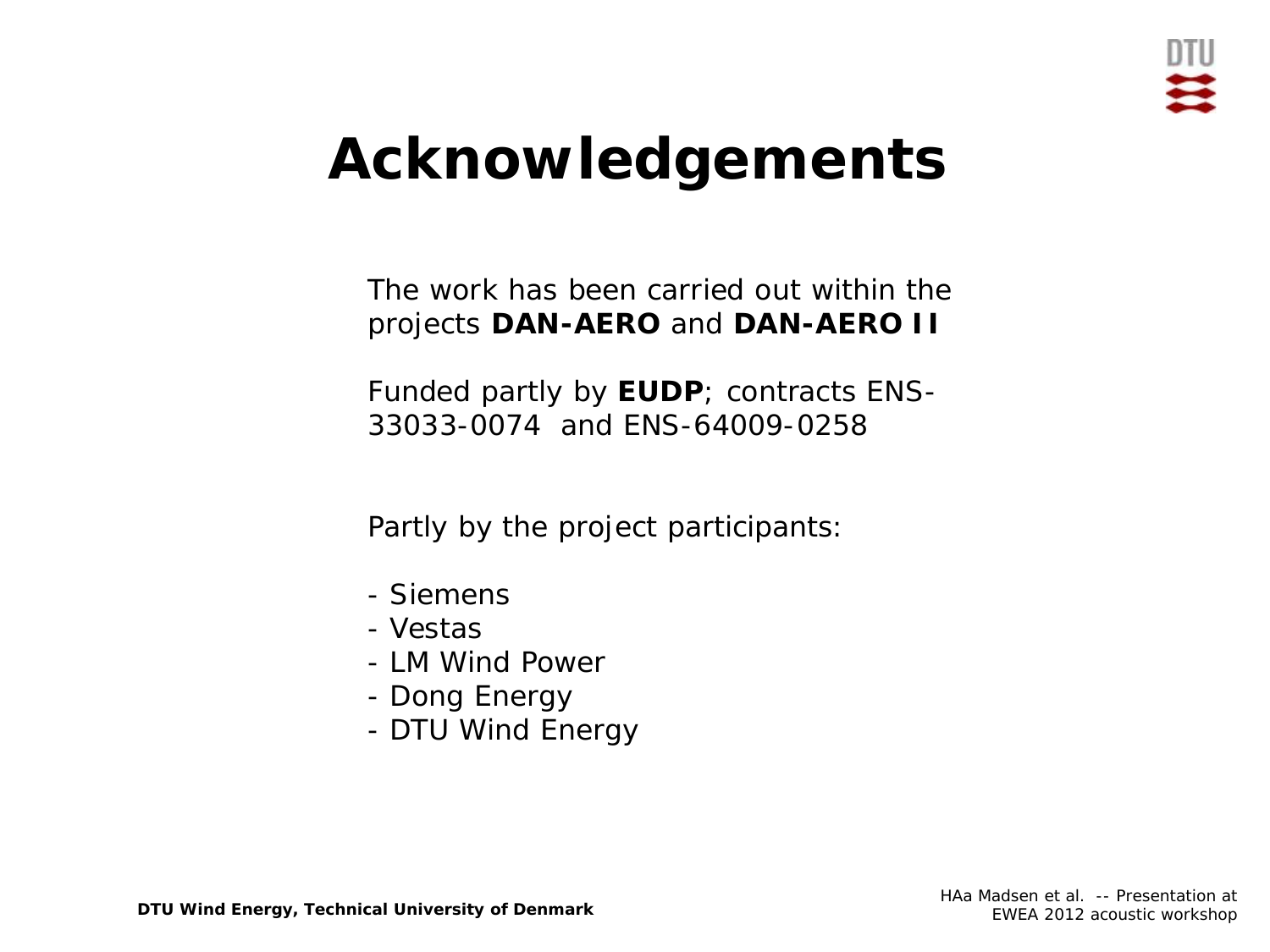# Acknowledgements

The work has been carried out within the projects **DAN-AERO** and **DAN-AERO II**

Funded partly by **EUDP**; contracts ENS-33033-0074 and ENS-64009-0258

Partly by the project participants:

- Siemens
- Vestas
- LM Wind Power
- Dong Energy
- DTU Wind Energy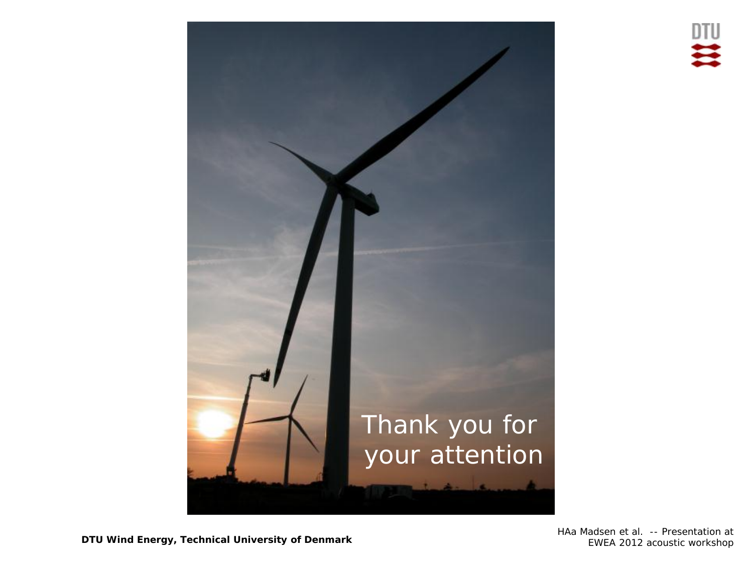Thank you for your attention